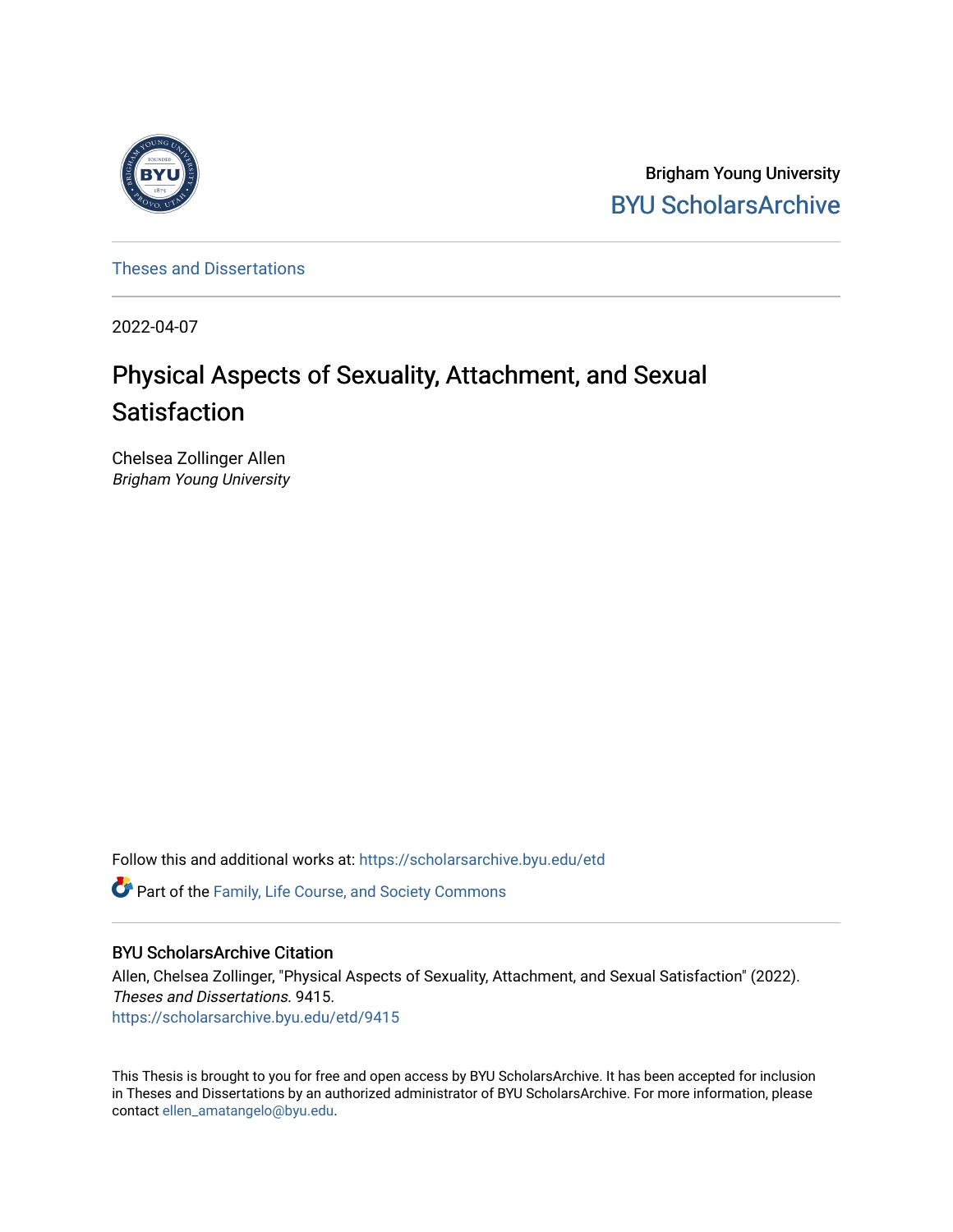Brigham Young University

BYU ScholarsArchive

Theses and Dissertations

2022-04-07

# Physical Aspects of Sexuality, Attachment, and Sexual Satisfaction

Chelsea Zollinger Allen
*Brigham Young University*

Follow this and additional works at: https://scholarsarchive.byu.edu/etd

Part of the Family, Life Course, and Society Commons

## BYU ScholarsArchive Citation

Allen, Chelsea Zollinger, "Physical Aspects of Sexuality, Attachment, and Sexual Satisfaction" (2022). *Theses and Dissertations*. 9415.
https://scholarsarchive.byu.edu/etd/9415

This Thesis is brought to you for free and open access by BYU ScholarsArchive. It has been accepted for inclusion in Theses and Dissertations by an authorized administrator of BYU ScholarsArchive. For more information, please contact ellen_amatangelo@byu.edu.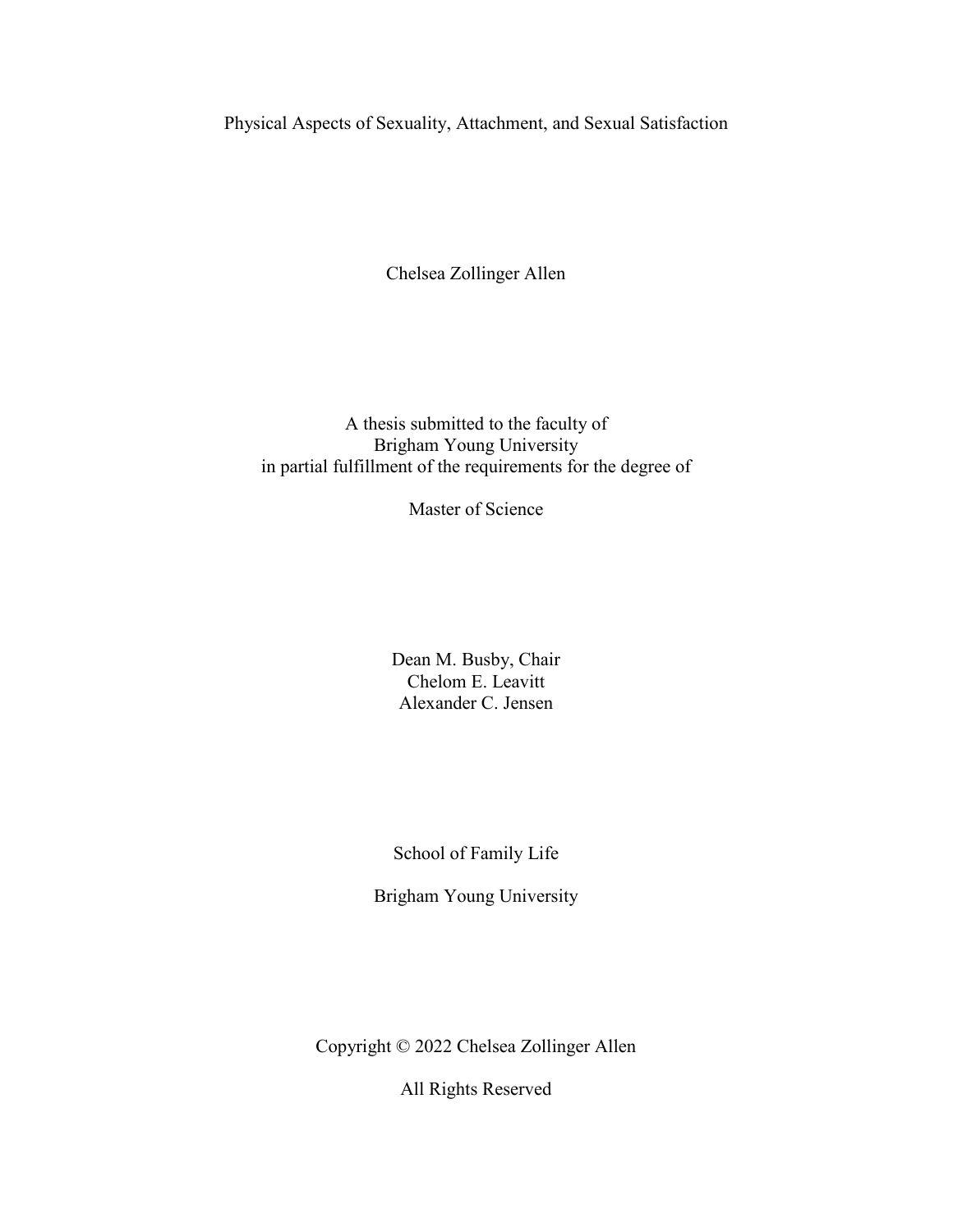# Physical Aspects of Sexuality, Attachment, and Sexual Satisfaction

Chelsea Zollinger Allen

A thesis submitted to the faculty of
Brigham Young University
in partial fulfillment of the requirements for the degree of

Master of Science

Dean M. Busby, Chair
Chelom E. Leavitt
Alexander C. Jensen

School of Family Life

Brigham Young University

Copyright © 2022 Chelsea Zollinger Allen

All Rights Reserved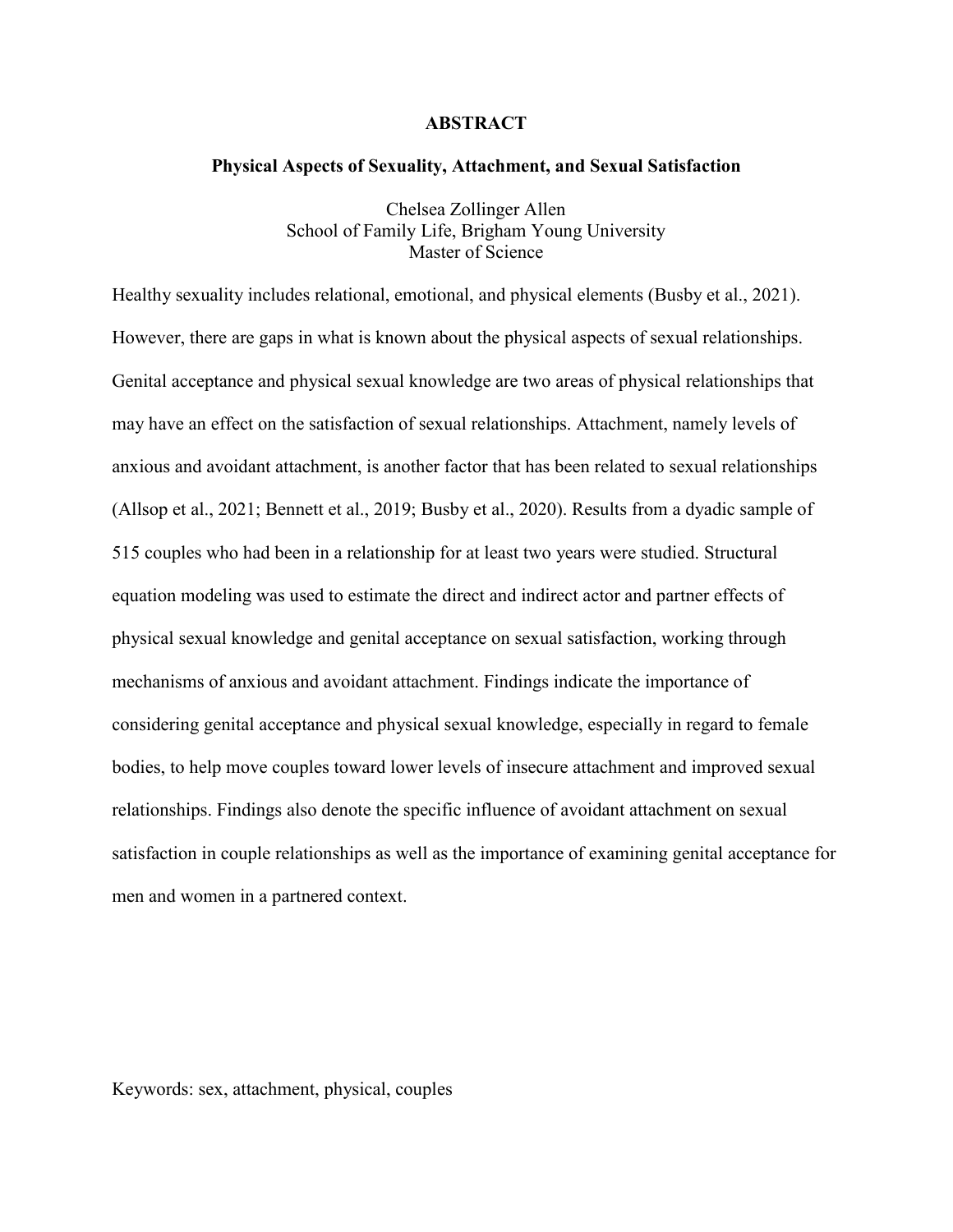# ABSTRACT

## Physical Aspects of Sexuality, Attachment, and Sexual Satisfaction

Chelsea Zollinger Allen
School of Family Life, Brigham Young University
Master of Science

Healthy sexuality includes relational, emotional, and physical elements (Busby et al., 2021). However, there are gaps in what is known about the physical aspects of sexual relationships. Genital acceptance and physical sexual knowledge are two areas of physical relationships that may have an effect on the satisfaction of sexual relationships. Attachment, namely levels of anxious and avoidant attachment, is another factor that has been related to sexual relationships (Allsop et al., 2021; Bennett et al., 2019; Busby et al., 2020). Results from a dyadic sample of 515 couples who had been in a relationship for at least two years were studied. Structural equation modeling was used to estimate the direct and indirect actor and partner effects of physical sexual knowledge and genital acceptance on sexual satisfaction, working through mechanisms of anxious and avoidant attachment. Findings indicate the importance of considering genital acceptance and physical sexual knowledge, especially in regard to female bodies, to help move couples toward lower levels of insecure attachment and improved sexual relationships. Findings also denote the specific influence of avoidant attachment on sexual satisfaction in couple relationships as well as the importance of examining genital acceptance for men and women in a partnered context.

Keywords: sex, attachment, physical, couples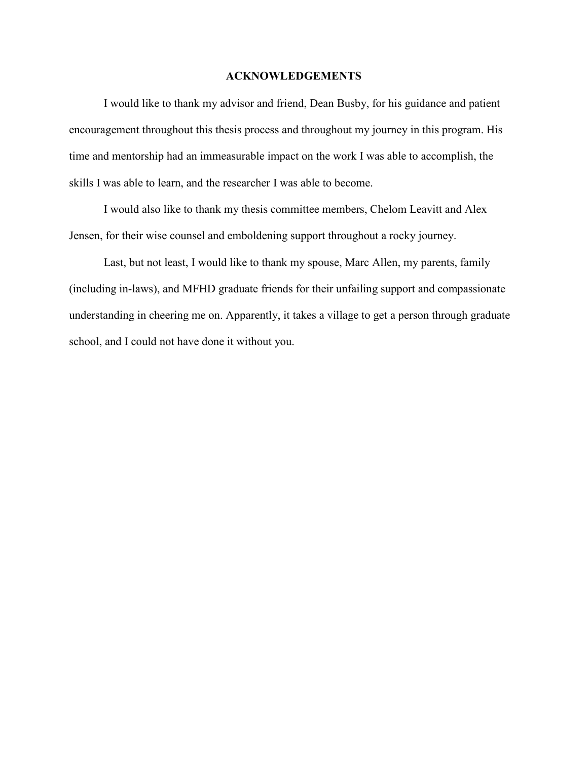# ACKNOWLEDGEMENTS

I would like to thank my advisor and friend, Dean Busby, for his guidance and patient encouragement throughout this thesis process and throughout my journey in this program. His time and mentorship had an immeasurable impact on the work I was able to accomplish, the skills I was able to learn, and the researcher I was able to become.

I would also like to thank my thesis committee members, Chelom Leavitt and Alex Jensen, for their wise counsel and emboldening support throughout a rocky journey.

Last, but not least, I would like to thank my spouse, Marc Allen, my parents, family (including in-laws), and MFHD graduate friends for their unfailing support and compassionate understanding in cheering me on. Apparently, it takes a village to get a person through graduate school, and I could not have done it without you.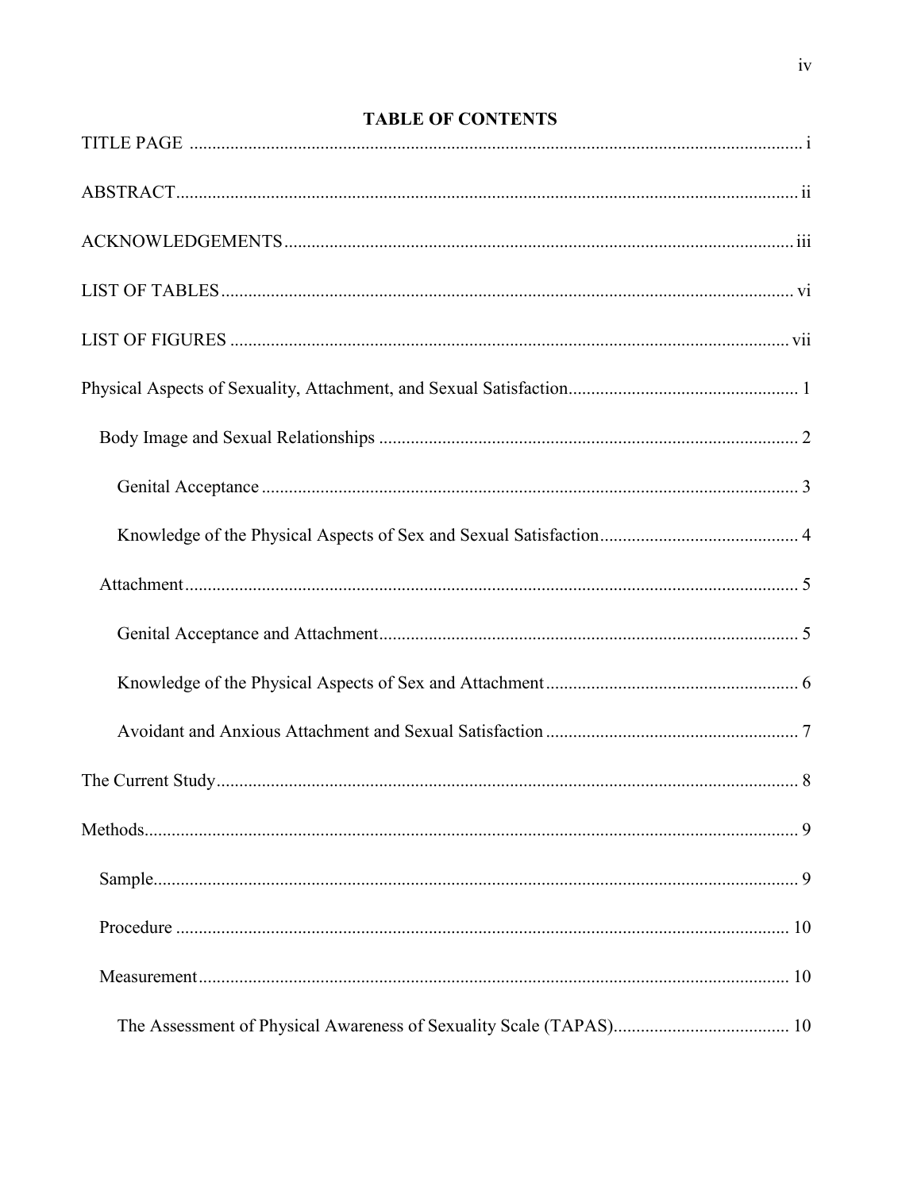# TABLE OF CONTENTS

TITLE PAGE ....................................................................................................................... i

ABSTRACT......................................................................................................................... ii

ACKNOWLEDGEMENTS ................................................................................................ iii

LIST OF TABLES .............................................................................................................. vi

LIST OF FIGURES ........................................................................................................... vii

Physical Aspects of Sexuality, Attachment, and Sexual Satisfaction.................................................. 1

- Body Image and Sexual Relationships ............................................................................ 2
  - Genital Acceptance ...................................................................................................... 3
  - Knowledge of the Physical Aspects of Sex and Sexual Satisfaction............................................ 4
- Attachment ....................................................................................................................... 5
  - Genital Acceptance and Attachment............................................................................ 5
  - Knowledge of the Physical Aspects of Sex and Attachment ....................................................... 6
  - Avoidant and Anxious Attachment and Sexual Satisfaction ....................................................... 7

The Current Study................................................................................................................ 8

Methods................................................................................................................................ 9

- Sample............................................................................................................................. 9
- Procedure ....................................................................................................................... 10
- Measurement.................................................................................................................. 10
  - The Assessment of Physical Awareness of Sexuality Scale (TAPAS)....................................... 10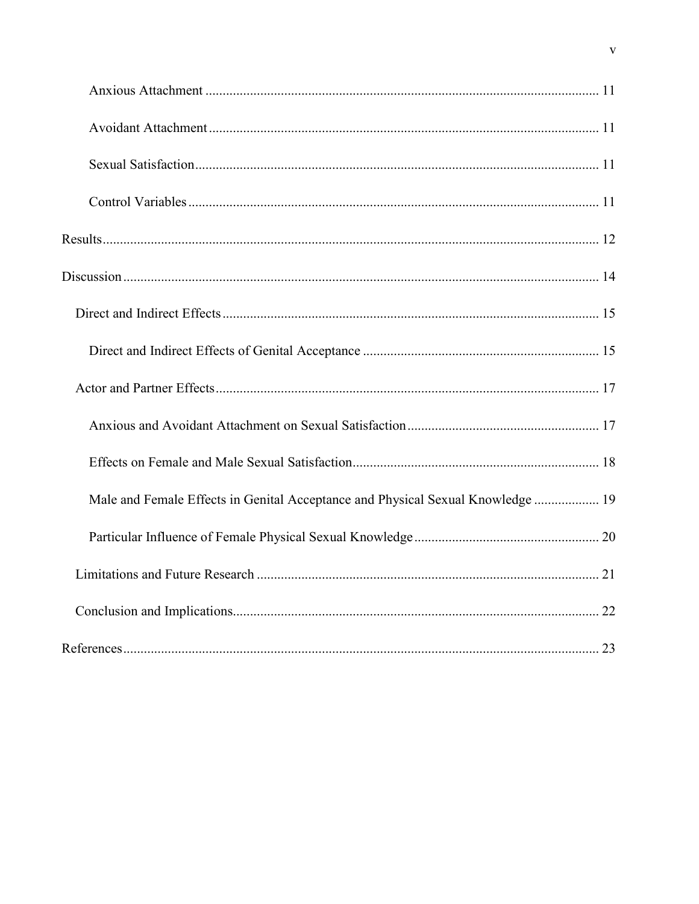Anxious Attachment ........................................................................................................ 11

Avoidant Attachment ........................................................................................................ 11

Sexual Satisfaction ........................................................................................................... 11

Control Variables .............................................................................................................. 11

Results ....................................................................................................................................... 12

Discussion ................................................................................................................................. 14

Direct and Indirect Effects ....................................................................................................... 15

Direct and Indirect Effects of Genital Acceptance ................................................................. 15

Actor and Partner Effects .......................................................................................................... 17

Anxious and Avoidant Attachment on Sexual Satisfaction ..................................................... 17

Effects on Female and Male Sexual Satisfaction .................................................................... 18

Male and Female Effects in Genital Acceptance and Physical Sexual Knowledge ................. 19

Particular Influence of Female Physical Sexual Knowledge ................................................... 20

Limitations and Future Research .............................................................................................. 21

Conclusion and Implications ..................................................................................................... 22

References ................................................................................................................................. 23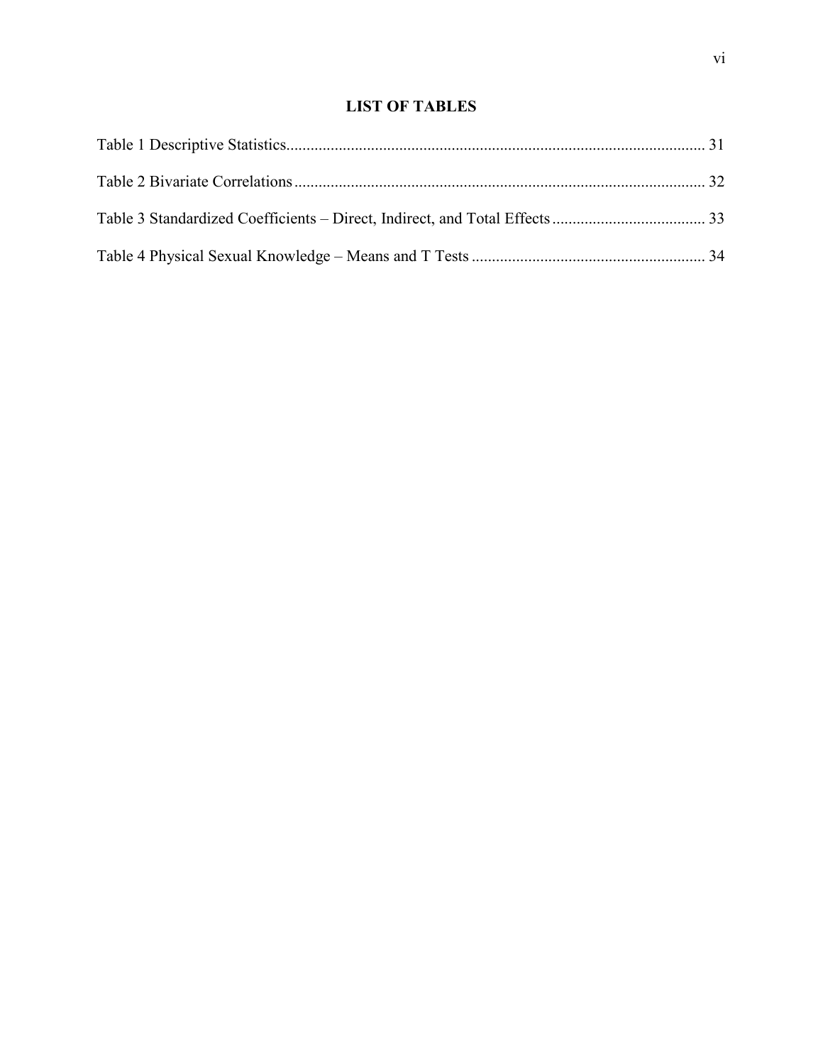# LIST OF TABLES

Table 1 Descriptive Statistics........................................................................................................ 31

Table 2 Bivariate Correlations...................................................................................................... 32

Table 3 Standardized Coefficients – Direct, Indirect, and Total Effects...................................... 33

Table 4 Physical Sexual Knowledge – Means and T Tests ......................................................... 34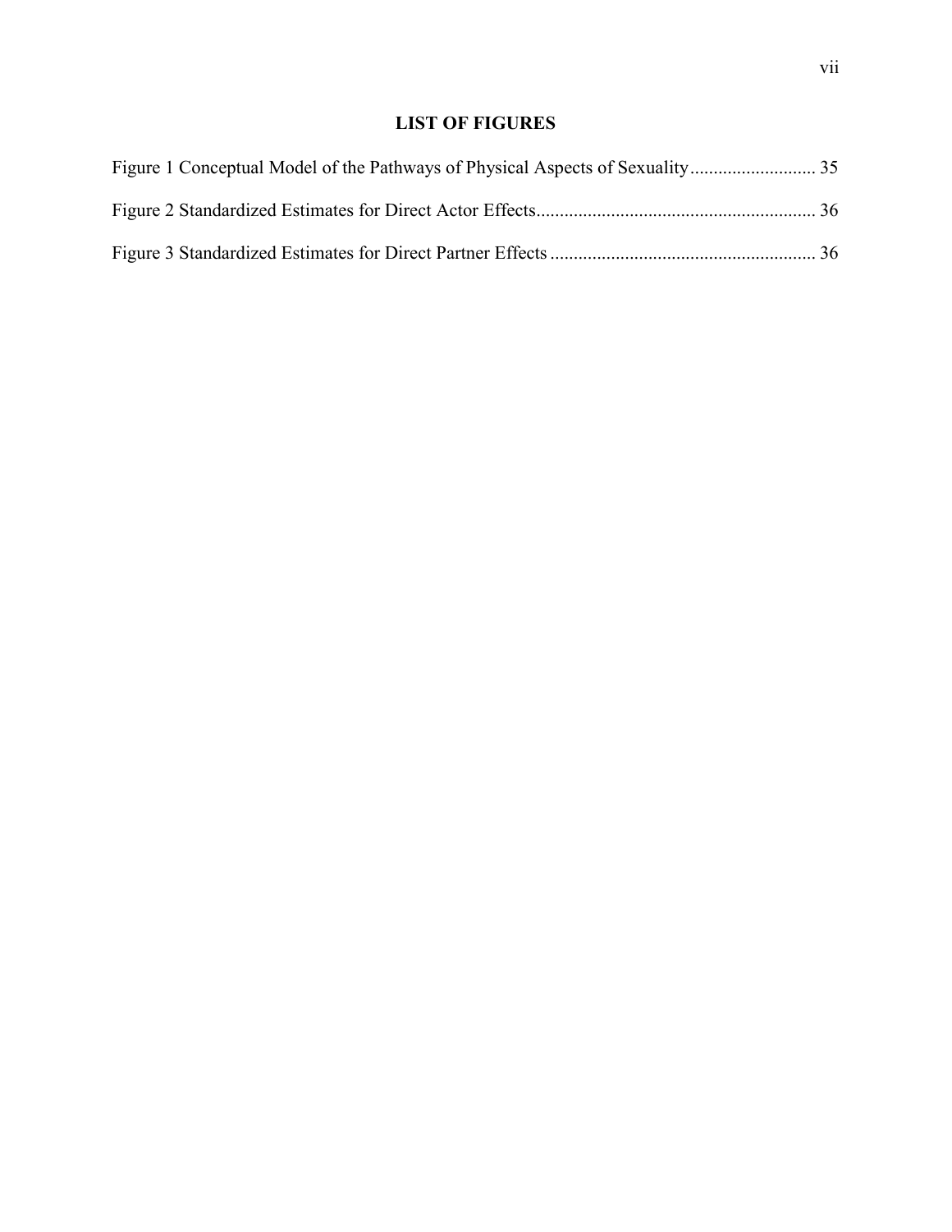## LIST OF FIGURES

Figure 1 Conceptual Model of the Pathways of Physical Aspects of Sexuality ........................... 35

Figure 2 Standardized Estimates for Direct Actor Effects ........................................................... 36

Figure 3 Standardized Estimates for Direct Partner Effects ......................................................... 36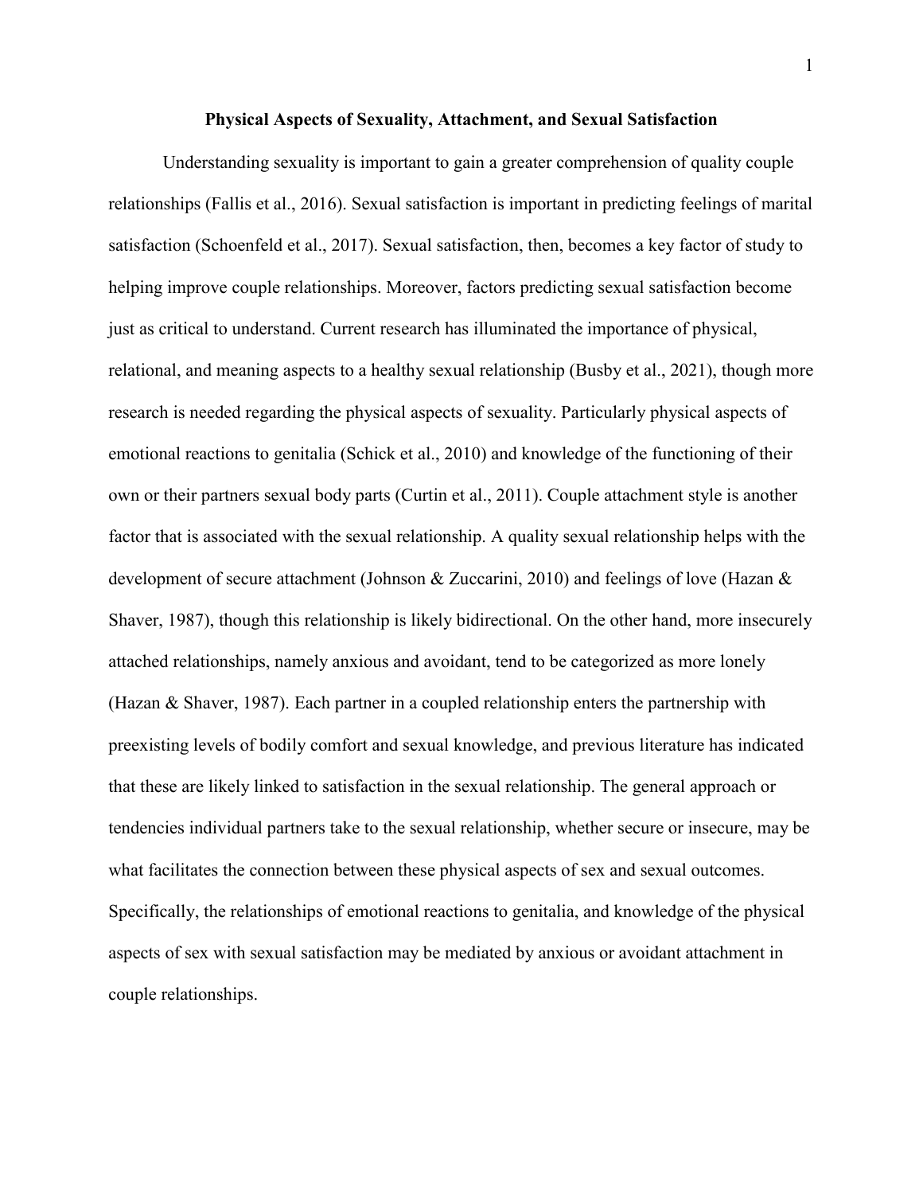## Physical Aspects of Sexuality, Attachment, and Sexual Satisfaction

Understanding sexuality is important to gain a greater comprehension of quality couple relationships (Fallis et al., 2016). Sexual satisfaction is important in predicting feelings of marital satisfaction (Schoenfeld et al., 2017). Sexual satisfaction, then, becomes a key factor of study to helping improve couple relationships. Moreover, factors predicting sexual satisfaction become just as critical to understand. Current research has illuminated the importance of physical, relational, and meaning aspects to a healthy sexual relationship (Busby et al., 2021), though more research is needed regarding the physical aspects of sexuality. Particularly physical aspects of emotional reactions to genitalia (Schick et al., 2010) and knowledge of the functioning of their own or their partners sexual body parts (Curtin et al., 2011). Couple attachment style is another factor that is associated with the sexual relationship. A quality sexual relationship helps with the development of secure attachment (Johnson & Zuccarini, 2010) and feelings of love (Hazan & Shaver, 1987), though this relationship is likely bidirectional. On the other hand, more insecurely attached relationships, namely anxious and avoidant, tend to be categorized as more lonely (Hazan & Shaver, 1987). Each partner in a coupled relationship enters the partnership with preexisting levels of bodily comfort and sexual knowledge, and previous literature has indicated that these are likely linked to satisfaction in the sexual relationship. The general approach or tendencies individual partners take to the sexual relationship, whether secure or insecure, may be what facilitates the connection between these physical aspects of sex and sexual outcomes. Specifically, the relationships of emotional reactions to genitalia, and knowledge of the physical aspects of sex with sexual satisfaction may be mediated by anxious or avoidant attachment in couple relationships.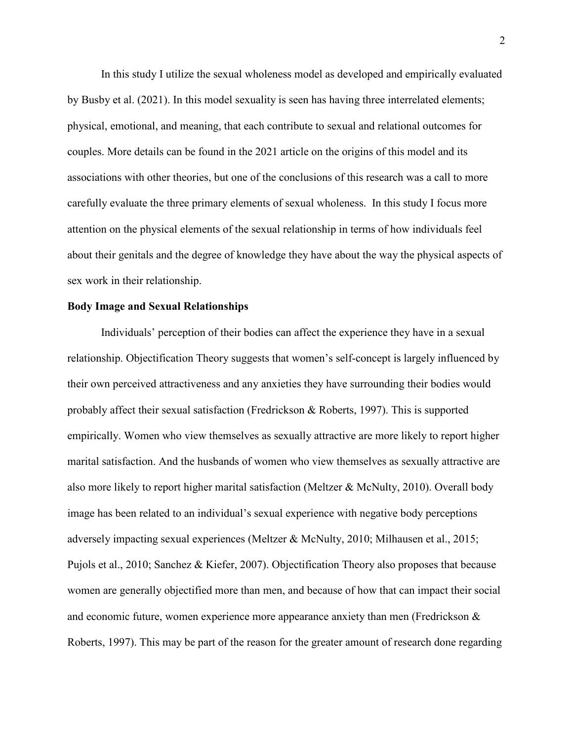In this study I utilize the sexual wholeness model as developed and empirically evaluated by Busby et al. (2021). In this model sexuality is seen has having three interrelated elements; physical, emotional, and meaning, that each contribute to sexual and relational outcomes for couples. More details can be found in the 2021 article on the origins of this model and its associations with other theories, but one of the conclusions of this research was a call to more carefully evaluate the three primary elements of sexual wholeness. In this study I focus more attention on the physical elements of the sexual relationship in terms of how individuals feel about their genitals and the degree of knowledge they have about the way the physical aspects of sex work in their relationship.

**Body Image and Sexual Relationships**

Individuals' perception of their bodies can affect the experience they have in a sexual relationship. Objectification Theory suggests that women's self-concept is largely influenced by their own perceived attractiveness and any anxieties they have surrounding their bodies would probably affect their sexual satisfaction (Fredrickson & Roberts, 1997). This is supported empirically. Women who view themselves as sexually attractive are more likely to report higher marital satisfaction. And the husbands of women who view themselves as sexually attractive are also more likely to report higher marital satisfaction (Meltzer & McNulty, 2010). Overall body image has been related to an individual's sexual experience with negative body perceptions adversely impacting sexual experiences (Meltzer & McNulty, 2010; Milhausen et al., 2015; Pujols et al., 2010; Sanchez & Kiefer, 2007). Objectification Theory also proposes that because women are generally objectified more than men, and because of how that can impact their social and economic future, women experience more appearance anxiety than men (Fredrickson & Roberts, 1997). This may be part of the reason for the greater amount of research done regarding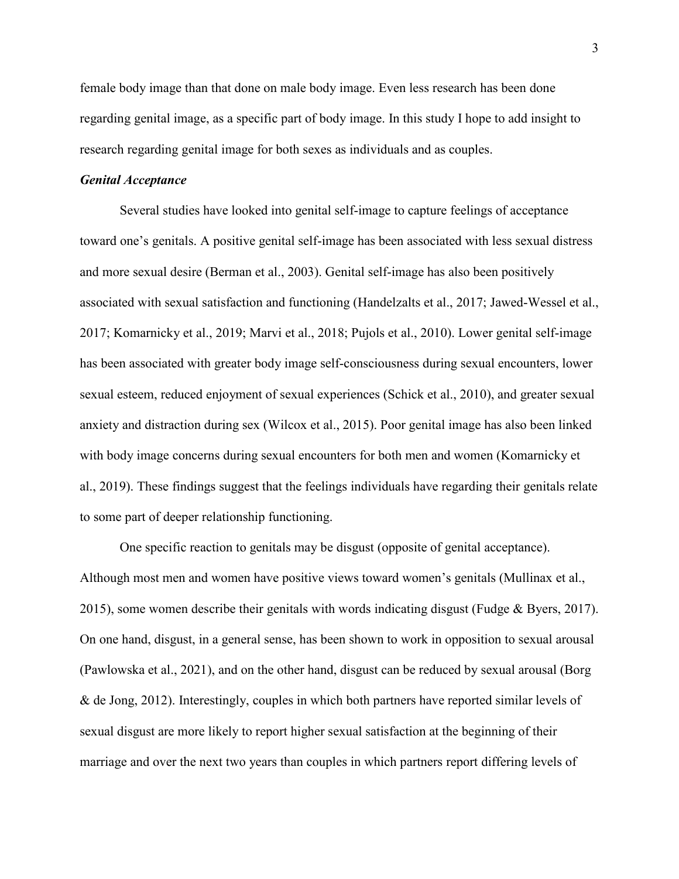female body image than that done on male body image. Even less research has been done regarding genital image, as a specific part of body image. In this study I hope to add insight to research regarding genital image for both sexes as individuals and as couples.

### *Genital Acceptance*

Several studies have looked into genital self-image to capture feelings of acceptance toward one's genitals. A positive genital self-image has been associated with less sexual distress and more sexual desire (Berman et al., 2003). Genital self-image has also been positively associated with sexual satisfaction and functioning (Handelzalts et al., 2017; Jawed-Wessel et al., 2017; Komarnicky et al., 2019; Marvi et al., 2018; Pujols et al., 2010). Lower genital self-image has been associated with greater body image self-consciousness during sexual encounters, lower sexual esteem, reduced enjoyment of sexual experiences (Schick et al., 2010), and greater sexual anxiety and distraction during sex (Wilcox et al., 2015). Poor genital image has also been linked with body image concerns during sexual encounters for both men and women (Komarnicky et al., 2019). These findings suggest that the feelings individuals have regarding their genitals relate to some part of deeper relationship functioning.

One specific reaction to genitals may be disgust (opposite of genital acceptance). Although most men and women have positive views toward women's genitals (Mullinax et al., 2015), some women describe their genitals with words indicating disgust (Fudge & Byers, 2017). On one hand, disgust, in a general sense, has been shown to work in opposition to sexual arousal (Pawlowska et al., 2021), and on the other hand, disgust can be reduced by sexual arousal (Borg & de Jong, 2012). Interestingly, couples in which both partners have reported similar levels of sexual disgust are more likely to report higher sexual satisfaction at the beginning of their marriage and over the next two years than couples in which partners report differing levels of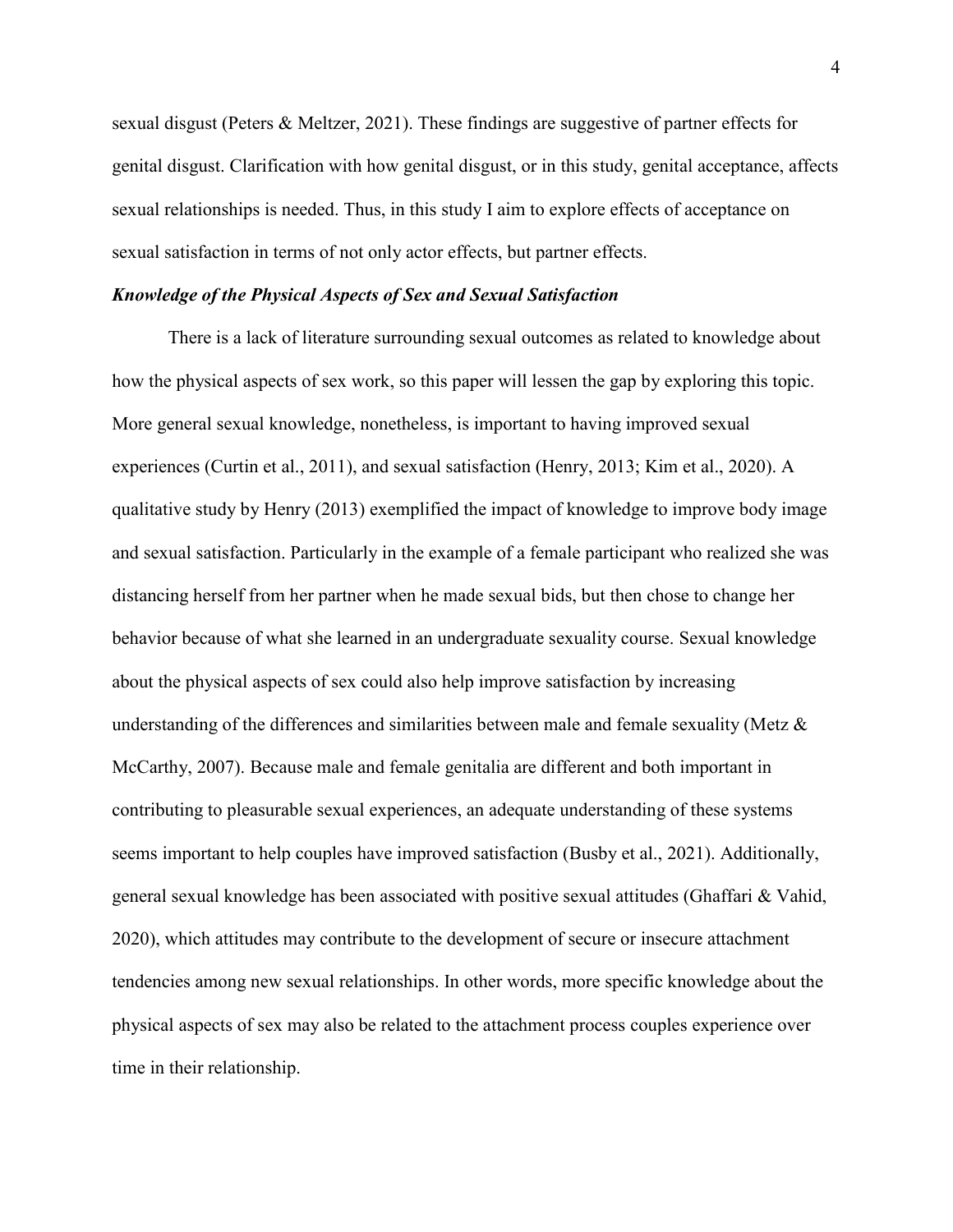sexual disgust (Peters & Meltzer, 2021). These findings are suggestive of partner effects for genital disgust. Clarification with how genital disgust, or in this study, genital acceptance, affects sexual relationships is needed. Thus, in this study I aim to explore effects of acceptance on sexual satisfaction in terms of not only actor effects, but partner effects.

***Knowledge of the Physical Aspects of Sex and Sexual Satisfaction***

There is a lack of literature surrounding sexual outcomes as related to knowledge about how the physical aspects of sex work, so this paper will lessen the gap by exploring this topic. More general sexual knowledge, nonetheless, is important to having improved sexual experiences (Curtin et al., 2011), and sexual satisfaction (Henry, 2013; Kim et al., 2020). A qualitative study by Henry (2013) exemplified the impact of knowledge to improve body image and sexual satisfaction. Particularly in the example of a female participant who realized she was distancing herself from her partner when he made sexual bids, but then chose to change her behavior because of what she learned in an undergraduate sexuality course. Sexual knowledge about the physical aspects of sex could also help improve satisfaction by increasing understanding of the differences and similarities between male and female sexuality (Metz & McCarthy, 2007). Because male and female genitalia are different and both important in contributing to pleasurable sexual experiences, an adequate understanding of these systems seems important to help couples have improved satisfaction (Busby et al., 2021). Additionally, general sexual knowledge has been associated with positive sexual attitudes (Ghaffari & Vahid, 2020), which attitudes may contribute to the development of secure or insecure attachment tendencies among new sexual relationships. In other words, more specific knowledge about the physical aspects of sex may also be related to the attachment process couples experience over time in their relationship.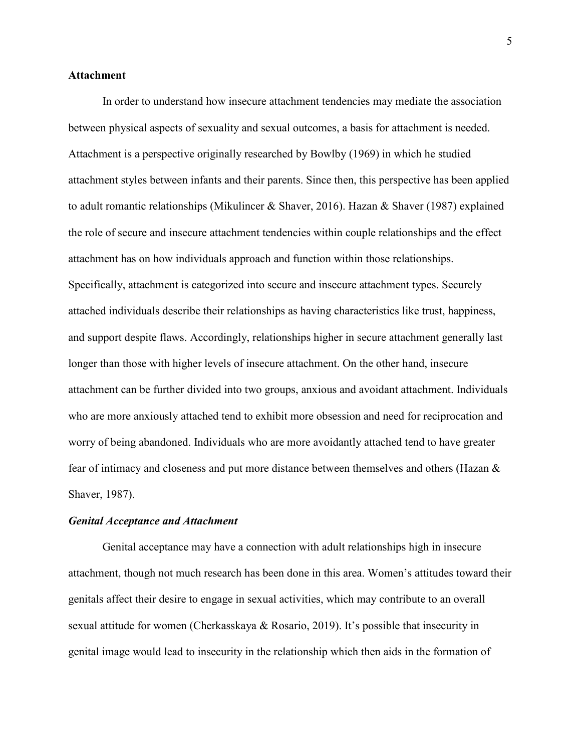## Attachment

In order to understand how insecure attachment tendencies may mediate the association between physical aspects of sexuality and sexual outcomes, a basis for attachment is needed. Attachment is a perspective originally researched by Bowlby (1969) in which he studied attachment styles between infants and their parents. Since then, this perspective has been applied to adult romantic relationships (Mikulincer & Shaver, 2016). Hazan & Shaver (1987) explained the role of secure and insecure attachment tendencies within couple relationships and the effect attachment has on how individuals approach and function within those relationships. Specifically, attachment is categorized into secure and insecure attachment types. Securely attached individuals describe their relationships as having characteristics like trust, happiness, and support despite flaws. Accordingly, relationships higher in secure attachment generally last longer than those with higher levels of insecure attachment. On the other hand, insecure attachment can be further divided into two groups, anxious and avoidant attachment. Individuals who are more anxiously attached tend to exhibit more obsession and need for reciprocation and worry of being abandoned. Individuals who are more avoidantly attached tend to have greater fear of intimacy and closeness and put more distance between themselves and others (Hazan & Shaver, 1987).

### *Genital Acceptance and Attachment*

Genital acceptance may have a connection with adult relationships high in insecure attachment, though not much research has been done in this area. Women's attitudes toward their genitals affect their desire to engage in sexual activities, which may contribute to an overall sexual attitude for women (Cherkasskaya & Rosario, 2019). It's possible that insecurity in genital image would lead to insecurity in the relationship which then aids in the formation of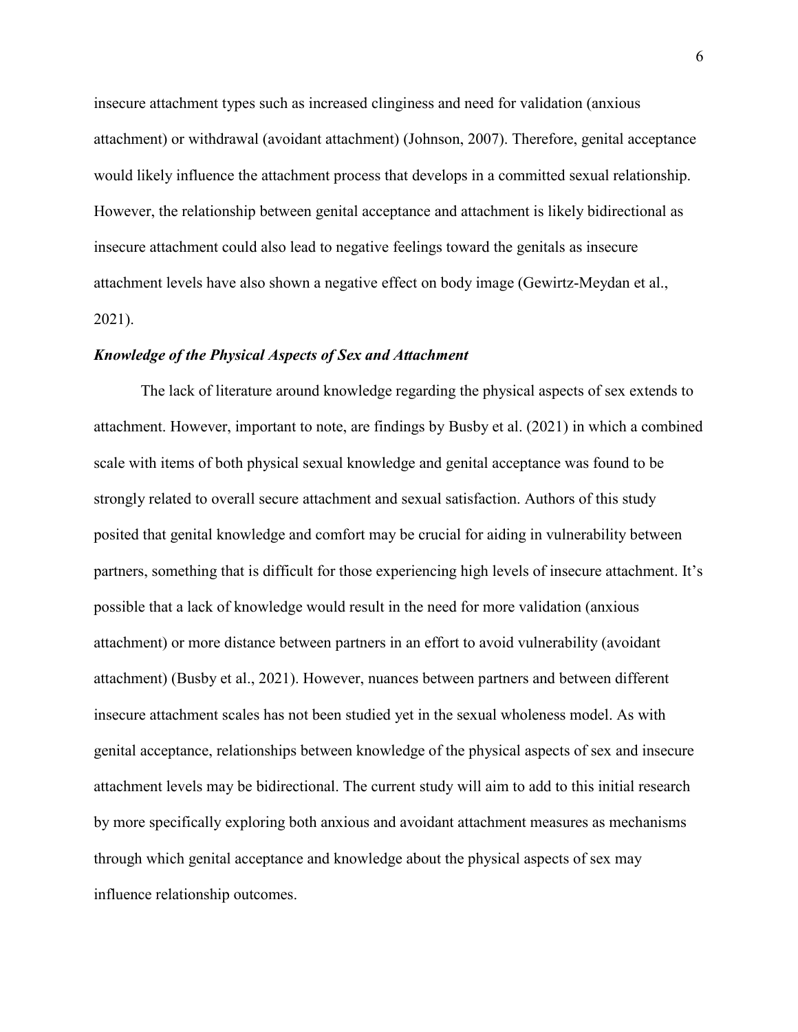insecure attachment types such as increased clinginess and need for validation (anxious attachment) or withdrawal (avoidant attachment) (Johnson, 2007). Therefore, genital acceptance would likely influence the attachment process that develops in a committed sexual relationship. However, the relationship between genital acceptance and attachment is likely bidirectional as insecure attachment could also lead to negative feelings toward the genitals as insecure attachment levels have also shown a negative effect on body image (Gewirtz-Meydan et al., 2021).

### ***Knowledge of the Physical Aspects of Sex and Attachment***

The lack of literature around knowledge regarding the physical aspects of sex extends to attachment. However, important to note, are findings by Busby et al. (2021) in which a combined scale with items of both physical sexual knowledge and genital acceptance was found to be strongly related to overall secure attachment and sexual satisfaction. Authors of this study posited that genital knowledge and comfort may be crucial for aiding in vulnerability between partners, something that is difficult for those experiencing high levels of insecure attachment. It's possible that a lack of knowledge would result in the need for more validation (anxious attachment) or more distance between partners in an effort to avoid vulnerability (avoidant attachment) (Busby et al., 2021). However, nuances between partners and between different insecure attachment scales has not been studied yet in the sexual wholeness model. As with genital acceptance, relationships between knowledge of the physical aspects of sex and insecure attachment levels may be bidirectional. The current study will aim to add to this initial research by more specifically exploring both anxious and avoidant attachment measures as mechanisms through which genital acceptance and knowledge about the physical aspects of sex may influence relationship outcomes.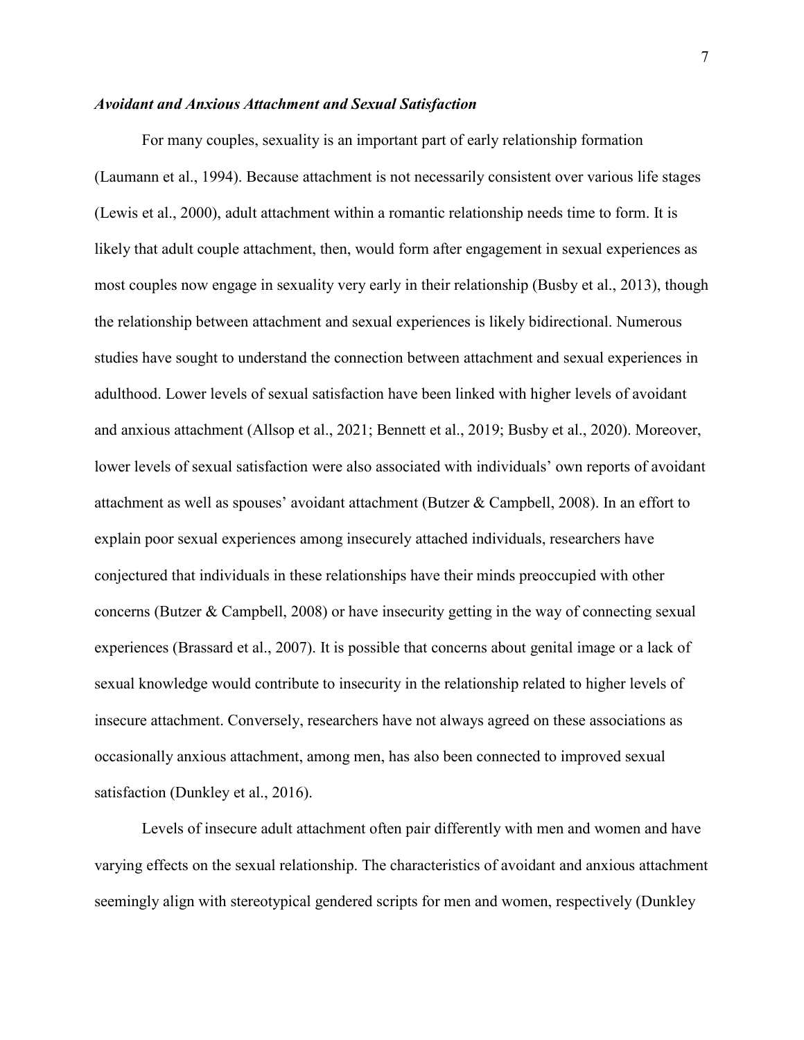### *Avoidant and Anxious Attachment and Sexual Satisfaction*

For many couples, sexuality is an important part of early relationship formation (Laumann et al., 1994). Because attachment is not necessarily consistent over various life stages (Lewis et al., 2000), adult attachment within a romantic relationship needs time to form. It is likely that adult couple attachment, then, would form after engagement in sexual experiences as most couples now engage in sexuality very early in their relationship (Busby et al., 2013), though the relationship between attachment and sexual experiences is likely bidirectional. Numerous studies have sought to understand the connection between attachment and sexual experiences in adulthood. Lower levels of sexual satisfaction have been linked with higher levels of avoidant and anxious attachment (Allsop et al., 2021; Bennett et al., 2019; Busby et al., 2020). Moreover, lower levels of sexual satisfaction were also associated with individuals' own reports of avoidant attachment as well as spouses' avoidant attachment (Butzer & Campbell, 2008). In an effort to explain poor sexual experiences among insecurely attached individuals, researchers have conjectured that individuals in these relationships have their minds preoccupied with other concerns (Butzer & Campbell, 2008) or have insecurity getting in the way of connecting sexual experiences (Brassard et al., 2007). It is possible that concerns about genital image or a lack of sexual knowledge would contribute to insecurity in the relationship related to higher levels of insecure attachment. Conversely, researchers have not always agreed on these associations as occasionally anxious attachment, among men, has also been connected to improved sexual satisfaction (Dunkley et al., 2016).

Levels of insecure adult attachment often pair differently with men and women and have varying effects on the sexual relationship. The characteristics of avoidant and anxious attachment seemingly align with stereotypical gendered scripts for men and women, respectively (Dunkley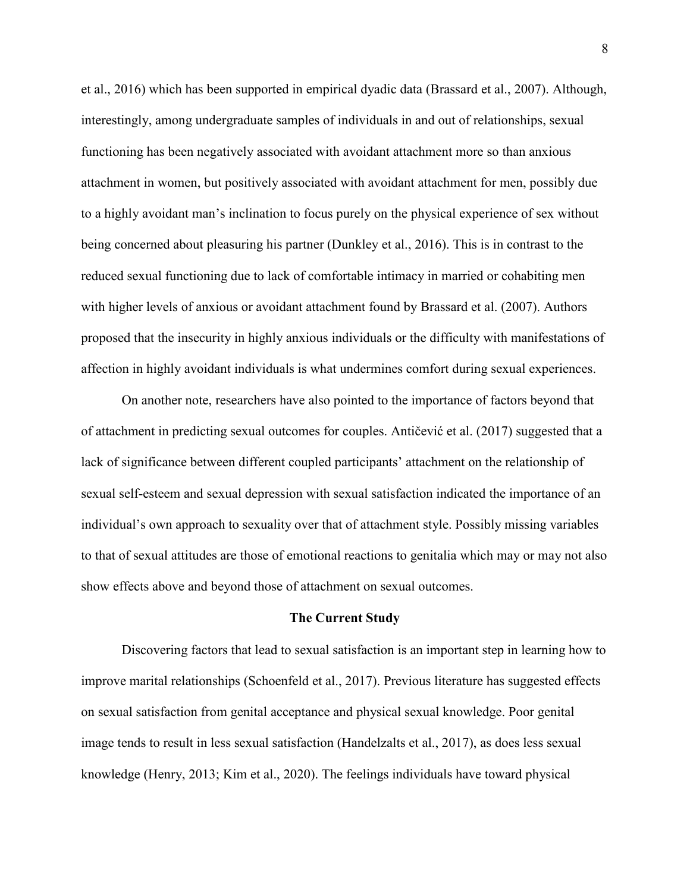et al., 2016) which has been supported in empirical dyadic data (Brassard et al., 2007). Although, interestingly, among undergraduate samples of individuals in and out of relationships, sexual functioning has been negatively associated with avoidant attachment more so than anxious attachment in women, but positively associated with avoidant attachment for men, possibly due to a highly avoidant man's inclination to focus purely on the physical experience of sex without being concerned about pleasuring his partner (Dunkley et al., 2016). This is in contrast to the reduced sexual functioning due to lack of comfortable intimacy in married or cohabiting men with higher levels of anxious or avoidant attachment found by Brassard et al. (2007). Authors proposed that the insecurity in highly anxious individuals or the difficulty with manifestations of affection in highly avoidant individuals is what undermines comfort during sexual experiences.

On another note, researchers have also pointed to the importance of factors beyond that of attachment in predicting sexual outcomes for couples. Antičević et al. (2017) suggested that a lack of significance between different coupled participants' attachment on the relationship of sexual self-esteem and sexual depression with sexual satisfaction indicated the importance of an individual's own approach to sexuality over that of attachment style. Possibly missing variables to that of sexual attitudes are those of emotional reactions to genitalia which may or may not also show effects above and beyond those of attachment on sexual outcomes.

## The Current Study

Discovering factors that lead to sexual satisfaction is an important step in learning how to improve marital relationships (Schoenfeld et al., 2017). Previous literature has suggested effects on sexual satisfaction from genital acceptance and physical sexual knowledge. Poor genital image tends to result in less sexual satisfaction (Handelzalts et al., 2017), as does less sexual knowledge (Henry, 2013; Kim et al., 2020). The feelings individuals have toward physical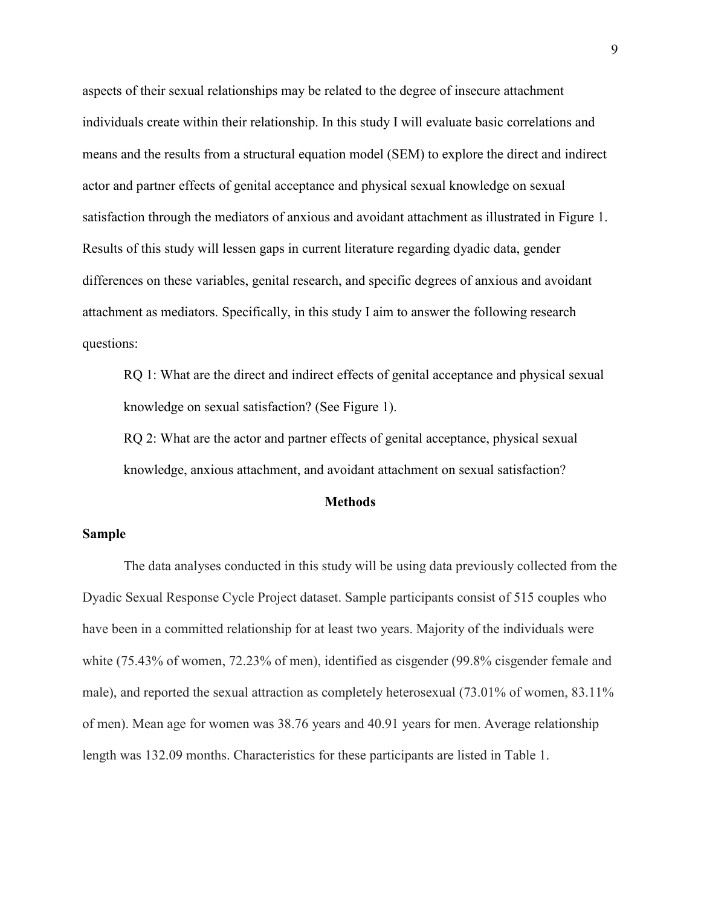aspects of their sexual relationships may be related to the degree of insecure attachment individuals create within their relationship. In this study I will evaluate basic correlations and means and the results from a structural equation model (SEM) to explore the direct and indirect actor and partner effects of genital acceptance and physical sexual knowledge on sexual satisfaction through the mediators of anxious and avoidant attachment as illustrated in Figure 1. Results of this study will lessen gaps in current literature regarding dyadic data, gender differences on these variables, genital research, and specific degrees of anxious and avoidant attachment as mediators. Specifically, in this study I aim to answer the following research questions:

RQ 1: What are the direct and indirect effects of genital acceptance and physical sexual knowledge on sexual satisfaction? (See Figure 1).

RQ 2: What are the actor and partner effects of genital acceptance, physical sexual knowledge, anxious attachment, and avoidant attachment on sexual satisfaction?

## Methods

### Sample

The data analyses conducted in this study will be using data previously collected from the Dyadic Sexual Response Cycle Project dataset. Sample participants consist of 515 couples who have been in a committed relationship for at least two years. Majority of the individuals were white (75.43% of women, 72.23% of men), identified as cisgender (99.8% cisgender female and male), and reported the sexual attraction as completely heterosexual (73.01% of women, 83.11% of men). Mean age for women was 38.76 years and 40.91 years for men. Average relationship length was 132.09 months. Characteristics for these participants are listed in Table 1.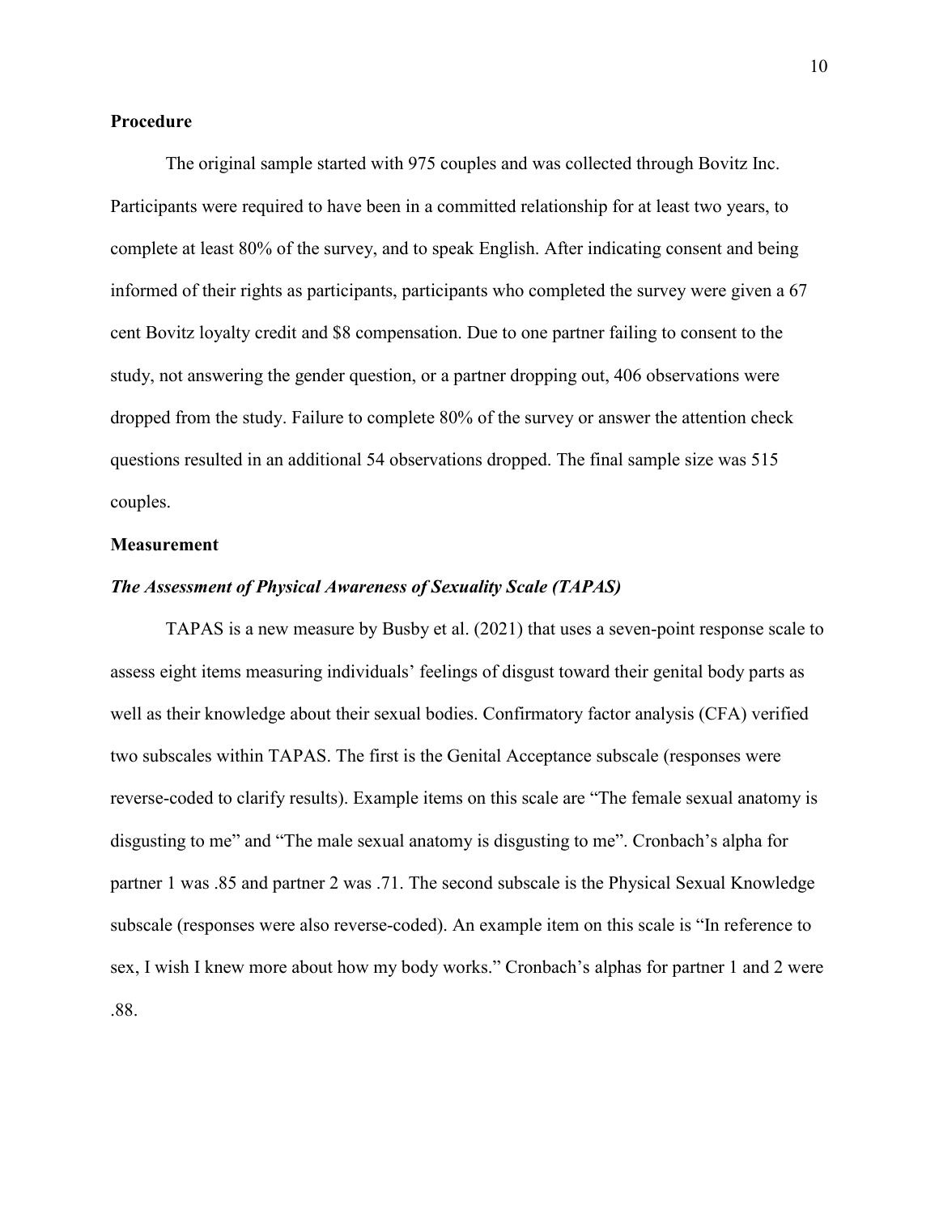## Procedure

The original sample started with 975 couples and was collected through Bovitz Inc. Participants were required to have been in a committed relationship for at least two years, to complete at least 80% of the survey, and to speak English. After indicating consent and being informed of their rights as participants, participants who completed the survey were given a 67 cent Bovitz loyalty credit and $8 compensation. Due to one partner failing to consent to the study, not answering the gender question, or a partner dropping out, 406 observations were dropped from the study. Failure to complete 80% of the survey or answer the attention check questions resulted in an additional 54 observations dropped. The final sample size was 515 couples.

## Measurement

### *The Assessment of Physical Awareness of Sexuality Scale (TAPAS)*

TAPAS is a new measure by Busby et al. (2021) that uses a seven-point response scale to assess eight items measuring individuals' feelings of disgust toward their genital body parts as well as their knowledge about their sexual bodies. Confirmatory factor analysis (CFA) verified two subscales within TAPAS. The first is the Genital Acceptance subscale (responses were reverse-coded to clarify results). Example items on this scale are "The female sexual anatomy is disgusting to me" and "The male sexual anatomy is disgusting to me". Cronbach's alpha for partner 1 was .85 and partner 2 was .71. The second subscale is the Physical Sexual Knowledge subscale (responses were also reverse-coded). An example item on this scale is "In reference to sex, I wish I knew more about how my body works." Cronbach's alphas for partner 1 and 2 were .88.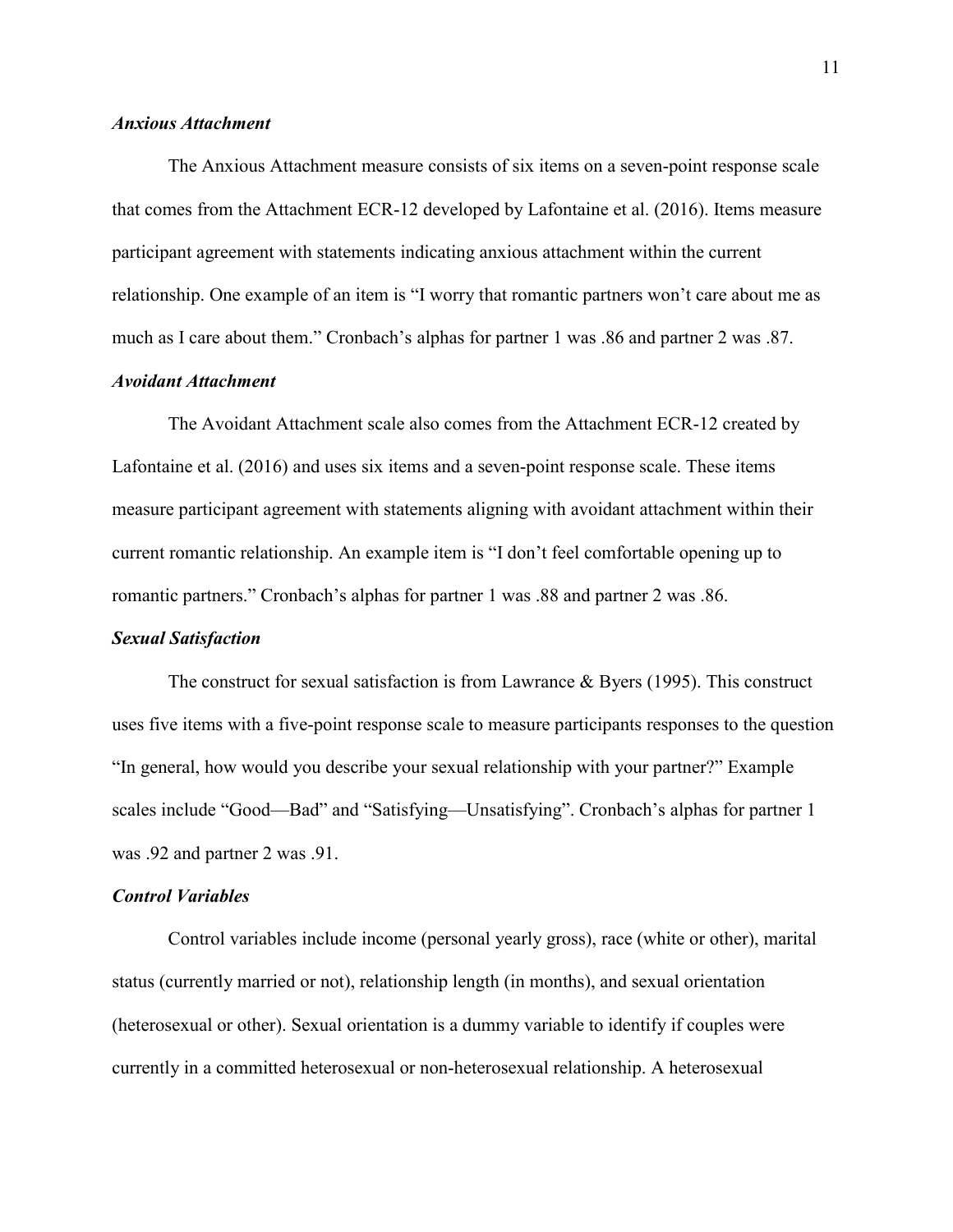### *Anxious Attachment*

The Anxious Attachment measure consists of six items on a seven-point response scale that comes from the Attachment ECR-12 developed by Lafontaine et al. (2016). Items measure participant agreement with statements indicating anxious attachment within the current relationship. One example of an item is "I worry that romantic partners won't care about me as much as I care about them." Cronbach's alphas for partner 1 was .86 and partner 2 was .87.

### *Avoidant Attachment*

The Avoidant Attachment scale also comes from the Attachment ECR-12 created by Lafontaine et al. (2016) and uses six items and a seven-point response scale. These items measure participant agreement with statements aligning with avoidant attachment within their current romantic relationship. An example item is "I don't feel comfortable opening up to romantic partners." Cronbach's alphas for partner 1 was .88 and partner 2 was .86.

### *Sexual Satisfaction*

The construct for sexual satisfaction is from Lawrance & Byers (1995). This construct uses five items with a five-point response scale to measure participants responses to the question "In general, how would you describe your sexual relationship with your partner?" Example scales include "Good—Bad" and "Satisfying—Unsatisfying". Cronbach's alphas for partner 1 was .92 and partner 2 was .91.

### *Control Variables*

Control variables include income (personal yearly gross), race (white or other), marital status (currently married or not), relationship length (in months), and sexual orientation (heterosexual or other). Sexual orientation is a dummy variable to identify if couples were currently in a committed heterosexual or non-heterosexual relationship. A heterosexual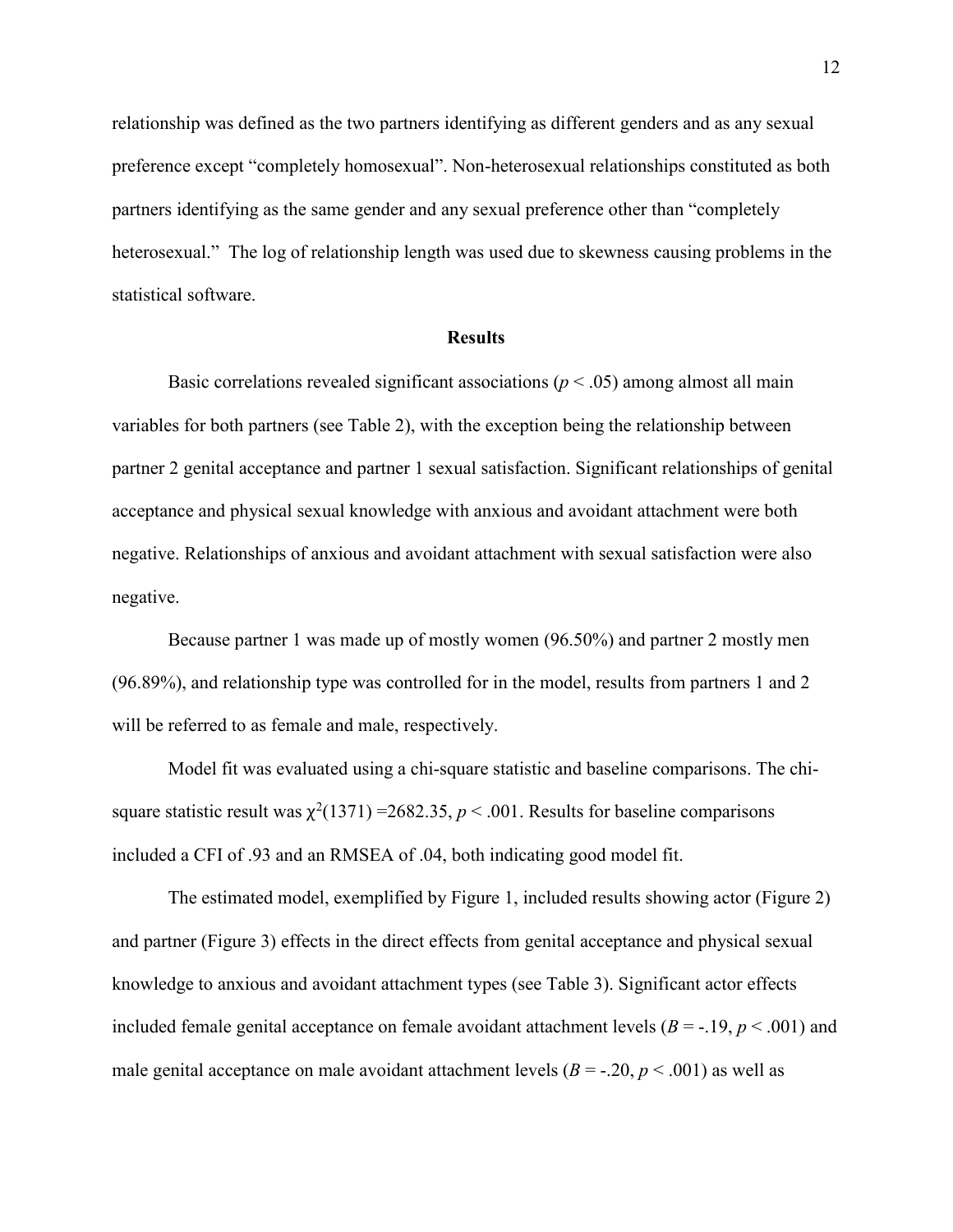relationship was defined as the two partners identifying as different genders and as any sexual preference except “completely homosexual”. Non-heterosexual relationships constituted as both partners identifying as the same gender and any sexual preference other than “completely heterosexual.” The log of relationship length was used due to skewness causing problems in the statistical software.

## Results

Basic correlations revealed significant associations ($p < .05$) among almost all main variables for both partners (see Table 2), with the exception being the relationship between partner 2 genital acceptance and partner 1 sexual satisfaction. Significant relationships of genital acceptance and physical sexual knowledge with anxious and avoidant attachment were both negative. Relationships of anxious and avoidant attachment with sexual satisfaction were also negative.

Because partner 1 was made up of mostly women (96.50%) and partner 2 mostly men (96.89%), and relationship type was controlled for in the model, results from partners 1 and 2 will be referred to as female and male, respectively.

Model fit was evaluated using a chi-square statistic and baseline comparisons. The chi-square statistic result was $\chi^2(1371) = 2682.35$, $p < .001$. Results for baseline comparisons included a CFI of .93 and an RMSEA of .04, both indicating good model fit.

The estimated model, exemplified by Figure 1, included results showing actor (Figure 2) and partner (Figure 3) effects in the direct effects from genital acceptance and physical sexual knowledge to anxious and avoidant attachment types (see Table 3). Significant actor effects included female genital acceptance on female avoidant attachment levels ($B = -.19$, $p < .001$) and male genital acceptance on male avoidant attachment levels ($B = -.20$, $p < .001$) as well as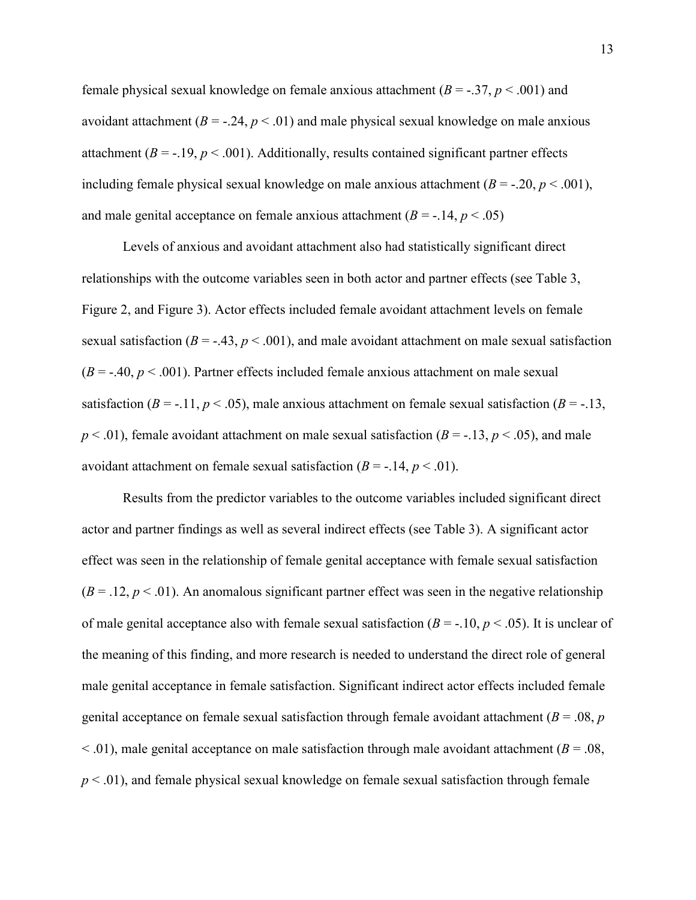female physical sexual knowledge on female anxious attachment ($B = -.37$, $p < .001$) and avoidant attachment ($B = -.24$, $p < .01$) and male physical sexual knowledge on male anxious attachment ($B = -.19$, $p < .001$). Additionally, results contained significant partner effects including female physical sexual knowledge on male anxious attachment ($B = -.20$, $p < .001$), and male genital acceptance on female anxious attachment ($B = -.14$, $p < .05$)

Levels of anxious and avoidant attachment also had statistically significant direct relationships with the outcome variables seen in both actor and partner effects (see Table 3, Figure 2, and Figure 3). Actor effects included female avoidant attachment levels on female sexual satisfaction ($B = -.43$, $p < .001$), and male avoidant attachment on male sexual satisfaction ($B = -.40$, $p < .001$). Partner effects included female anxious attachment on male sexual satisfaction ($B = -.11$, $p < .05$), male anxious attachment on female sexual satisfaction ($B = -.13$, $p < .01$), female avoidant attachment on male sexual satisfaction ($B = -.13$, $p < .05$), and male avoidant attachment on female sexual satisfaction ($B = -.14$, $p < .01$).

Results from the predictor variables to the outcome variables included significant direct actor and partner findings as well as several indirect effects (see Table 3). A significant actor effect was seen in the relationship of female genital acceptance with female sexual satisfaction ($B = .12$, $p < .01$). An anomalous significant partner effect was seen in the negative relationship of male genital acceptance also with female sexual satisfaction ($B = -.10$, $p < .05$). It is unclear of the meaning of this finding, and more research is needed to understand the direct role of general male genital acceptance in female satisfaction. Significant indirect actor effects included female genital acceptance on female sexual satisfaction through female avoidant attachment ($B = .08$, $p < .01$), male genital acceptance on male satisfaction through male avoidant attachment ($B = .08$, $p < .01$), and female physical sexual knowledge on female sexual satisfaction through female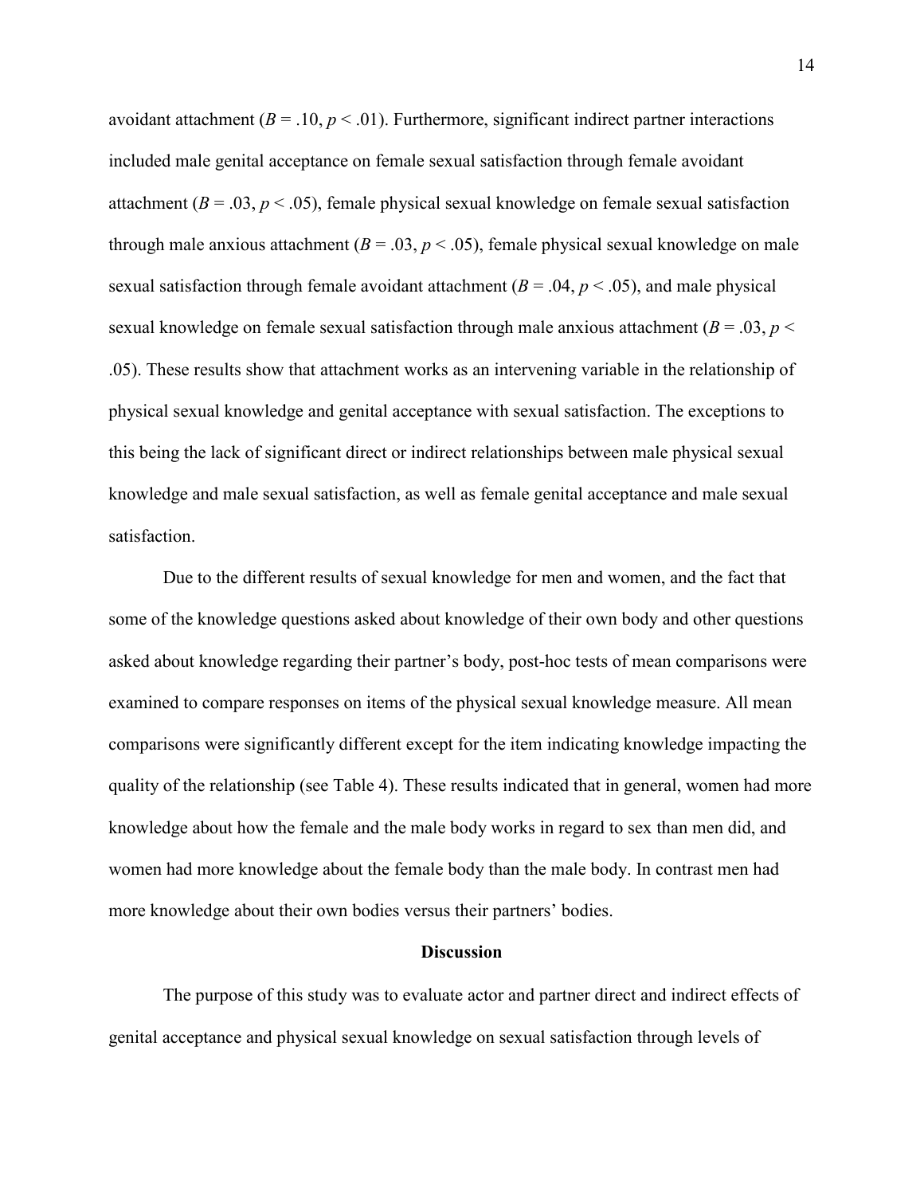avoidant attachment ($B = .10$, $p < .01$). Furthermore, significant indirect partner interactions included male genital acceptance on female sexual satisfaction through female avoidant attachment ($B = .03$, $p < .05$), female physical sexual knowledge on female sexual satisfaction through male anxious attachment ($B = .03$, $p < .05$), female physical sexual knowledge on male sexual satisfaction through female avoidant attachment ($B = .04$, $p < .05$), and male physical sexual knowledge on female sexual satisfaction through male anxious attachment ($B = .03$, $p < .05$). These results show that attachment works as an intervening variable in the relationship of physical sexual knowledge and genital acceptance with sexual satisfaction. The exceptions to this being the lack of significant direct or indirect relationships between male physical sexual knowledge and male sexual satisfaction, as well as female genital acceptance and male sexual satisfaction.

Due to the different results of sexual knowledge for men and women, and the fact that some of the knowledge questions asked about knowledge of their own body and other questions asked about knowledge regarding their partner's body, post-hoc tests of mean comparisons were examined to compare responses on items of the physical sexual knowledge measure. All mean comparisons were significantly different except for the item indicating knowledge impacting the quality of the relationship (see Table 4). These results indicated that in general, women had more knowledge about how the female and the male body works in regard to sex than men did, and women had more knowledge about the female body than the male body. In contrast men had more knowledge about their own bodies versus their partners' bodies.

## Discussion

The purpose of this study was to evaluate actor and partner direct and indirect effects of genital acceptance and physical sexual knowledge on sexual satisfaction through levels of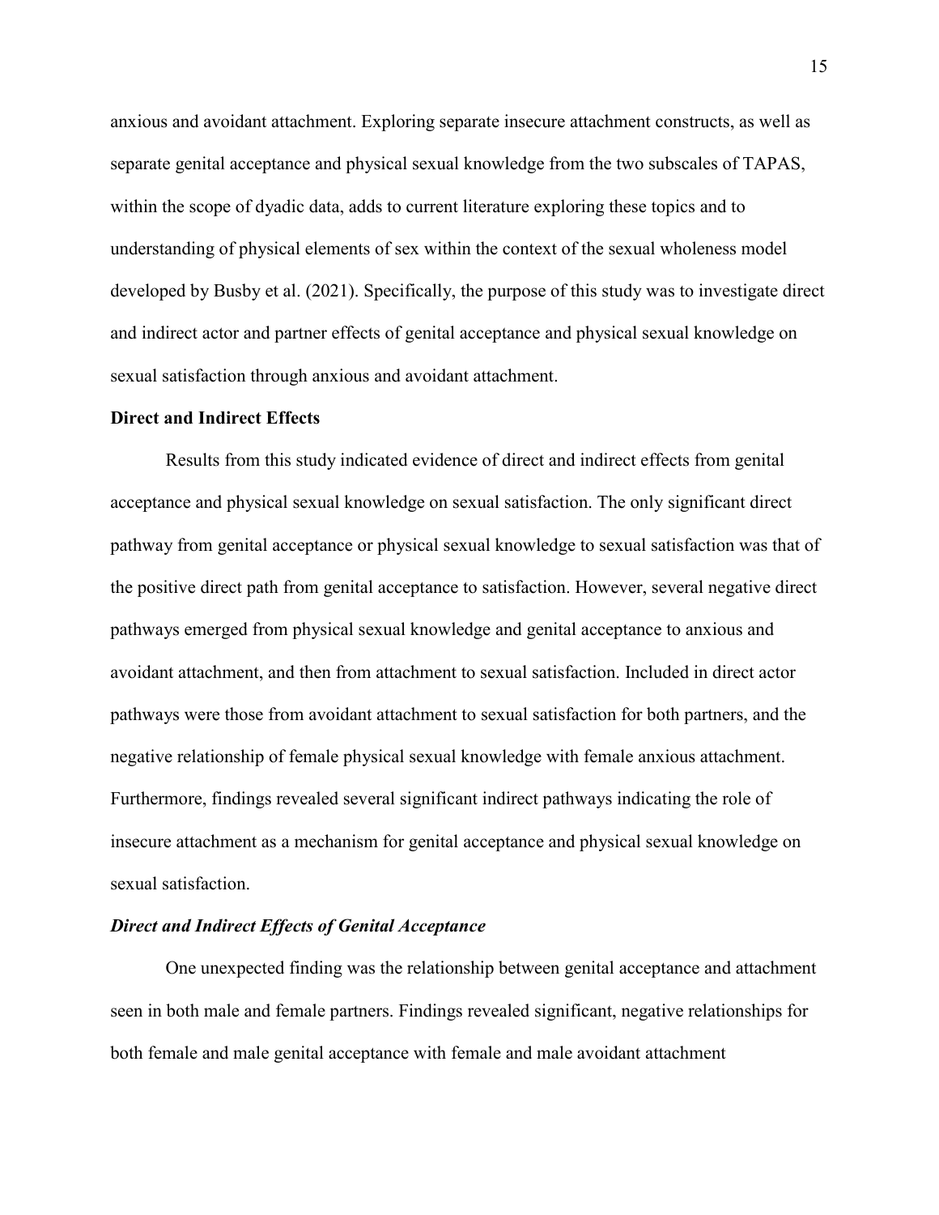anxious and avoidant attachment. Exploring separate insecure attachment constructs, as well as separate genital acceptance and physical sexual knowledge from the two subscales of TAPAS, within the scope of dyadic data, adds to current literature exploring these topics and to understanding of physical elements of sex within the context of the sexual wholeness model developed by Busby et al. (2021). Specifically, the purpose of this study was to investigate direct and indirect actor and partner effects of genital acceptance and physical sexual knowledge on sexual satisfaction through anxious and avoidant attachment.

## Direct and Indirect Effects

Results from this study indicated evidence of direct and indirect effects from genital acceptance and physical sexual knowledge on sexual satisfaction. The only significant direct pathway from genital acceptance or physical sexual knowledge to sexual satisfaction was that of the positive direct path from genital acceptance to satisfaction. However, several negative direct pathways emerged from physical sexual knowledge and genital acceptance to anxious and avoidant attachment, and then from attachment to sexual satisfaction. Included in direct actor pathways were those from avoidant attachment to sexual satisfaction for both partners, and the negative relationship of female physical sexual knowledge with female anxious attachment. Furthermore, findings revealed several significant indirect pathways indicating the role of insecure attachment as a mechanism for genital acceptance and physical sexual knowledge on sexual satisfaction.

### *Direct and Indirect Effects of Genital Acceptance*

One unexpected finding was the relationship between genital acceptance and attachment seen in both male and female partners. Findings revealed significant, negative relationships for both female and male genital acceptance with female and male avoidant attachment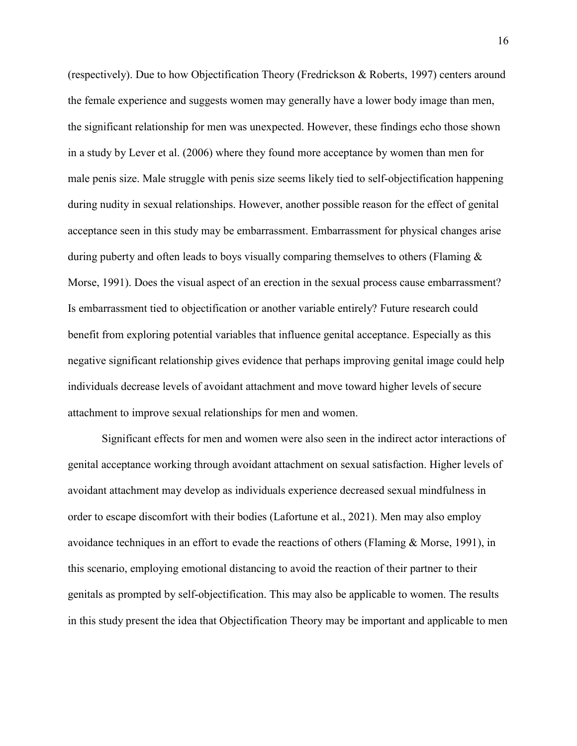(respectively). Due to how Objectification Theory (Fredrickson & Roberts, 1997) centers around the female experience and suggests women may generally have a lower body image than men, the significant relationship for men was unexpected. However, these findings echo those shown in a study by Lever et al. (2006) where they found more acceptance by women than men for male penis size. Male struggle with penis size seems likely tied to self-objectification happening during nudity in sexual relationships. However, another possible reason for the effect of genital acceptance seen in this study may be embarrassment. Embarrassment for physical changes arise during puberty and often leads to boys visually comparing themselves to others (Flaming & Morse, 1991). Does the visual aspect of an erection in the sexual process cause embarrassment? Is embarrassment tied to objectification or another variable entirely? Future research could benefit from exploring potential variables that influence genital acceptance. Especially as this negative significant relationship gives evidence that perhaps improving genital image could help individuals decrease levels of avoidant attachment and move toward higher levels of secure attachment to improve sexual relationships for men and women.

Significant effects for men and women were also seen in the indirect actor interactions of genital acceptance working through avoidant attachment on sexual satisfaction. Higher levels of avoidant attachment may develop as individuals experience decreased sexual mindfulness in order to escape discomfort with their bodies (Lafortune et al., 2021). Men may also employ avoidance techniques in an effort to evade the reactions of others (Flaming & Morse, 1991), in this scenario, employing emotional distancing to avoid the reaction of their partner to their genitals as prompted by self-objectification. This may also be applicable to women. The results in this study present the idea that Objectification Theory may be important and applicable to men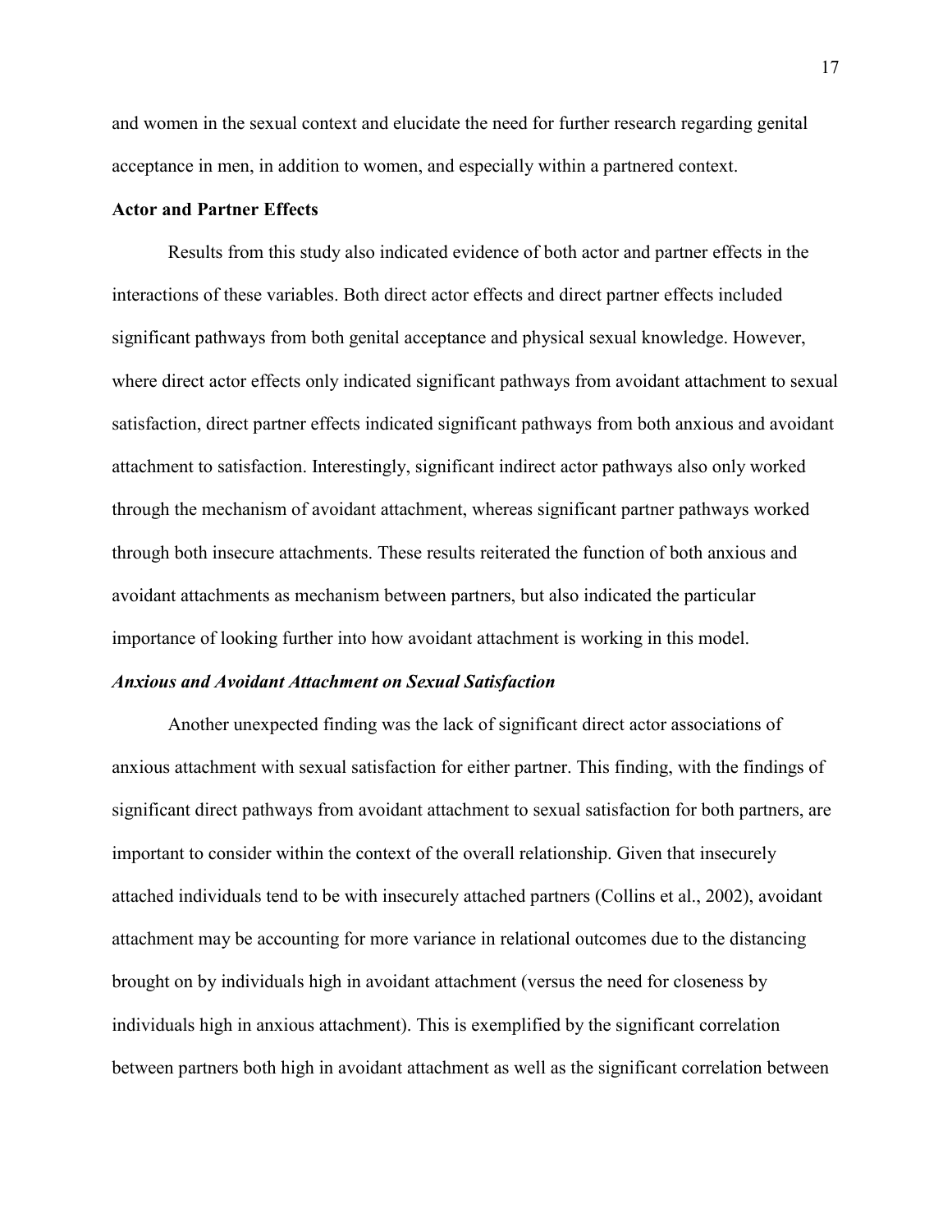and women in the sexual context and elucidate the need for further research regarding genital acceptance in men, in addition to women, and especially within a partnered context.

**Actor and Partner Effects**

Results from this study also indicated evidence of both actor and partner effects in the interactions of these variables. Both direct actor effects and direct partner effects included significant pathways from both genital acceptance and physical sexual knowledge. However, where direct actor effects only indicated significant pathways from avoidant attachment to sexual satisfaction, direct partner effects indicated significant pathways from both anxious and avoidant attachment to satisfaction. Interestingly, significant indirect actor pathways also only worked through the mechanism of avoidant attachment, whereas significant partner pathways worked through both insecure attachments. These results reiterated the function of both anxious and avoidant attachments as mechanism between partners, but also indicated the particular importance of looking further into how avoidant attachment is working in this model.

***Anxious and Avoidant Attachment on Sexual Satisfaction***

Another unexpected finding was the lack of significant direct actor associations of anxious attachment with sexual satisfaction for either partner. This finding, with the findings of significant direct pathways from avoidant attachment to sexual satisfaction for both partners, are important to consider within the context of the overall relationship. Given that insecurely attached individuals tend to be with insecurely attached partners (Collins et al., 2002), avoidant attachment may be accounting for more variance in relational outcomes due to the distancing brought on by individuals high in avoidant attachment (versus the need for closeness by individuals high in anxious attachment). This is exemplified by the significant correlation between partners both high in avoidant attachment as well as the significant correlation between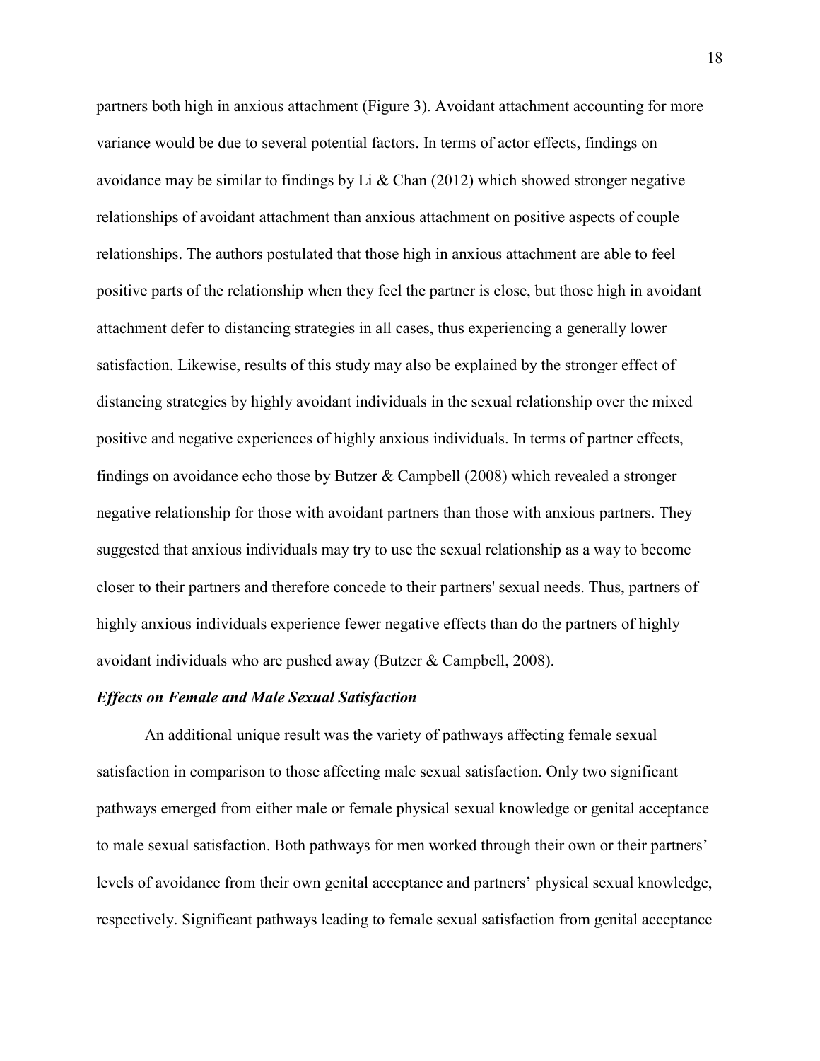partners both high in anxious attachment (Figure 3). Avoidant attachment accounting for more variance would be due to several potential factors. In terms of actor effects, findings on avoidance may be similar to findings by Li & Chan (2012) which showed stronger negative relationships of avoidant attachment than anxious attachment on positive aspects of couple relationships. The authors postulated that those high in anxious attachment are able to feel positive parts of the relationship when they feel the partner is close, but those high in avoidant attachment defer to distancing strategies in all cases, thus experiencing a generally lower satisfaction. Likewise, results of this study may also be explained by the stronger effect of distancing strategies by highly avoidant individuals in the sexual relationship over the mixed positive and negative experiences of highly anxious individuals. In terms of partner effects, findings on avoidance echo those by Butzer & Campbell (2008) which revealed a stronger negative relationship for those with avoidant partners than those with anxious partners. They suggested that anxious individuals may try to use the sexual relationship as a way to become closer to their partners and therefore concede to their partners' sexual needs. Thus, partners of highly anxious individuals experience fewer negative effects than do the partners of highly avoidant individuals who are pushed away (Butzer & Campbell, 2008).

### *Effects on Female and Male Sexual Satisfaction*

An additional unique result was the variety of pathways affecting female sexual satisfaction in comparison to those affecting male sexual satisfaction. Only two significant pathways emerged from either male or female physical sexual knowledge or genital acceptance to male sexual satisfaction. Both pathways for men worked through their own or their partners' levels of avoidance from their own genital acceptance and partners' physical sexual knowledge, respectively. Significant pathways leading to female sexual satisfaction from genital acceptance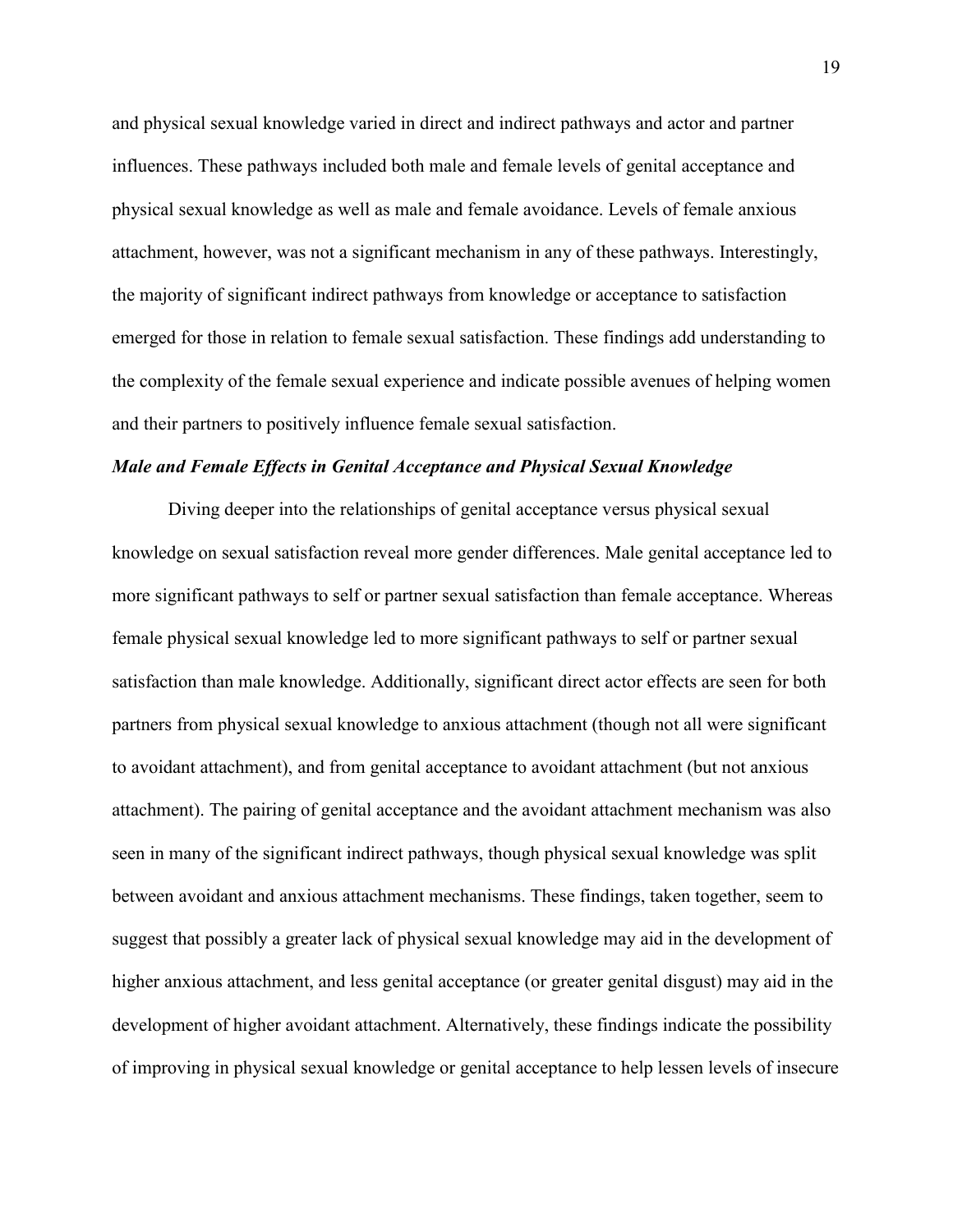and physical sexual knowledge varied in direct and indirect pathways and actor and partner influences. These pathways included both male and female levels of genital acceptance and physical sexual knowledge as well as male and female avoidance. Levels of female anxious attachment, however, was not a significant mechanism in any of these pathways. Interestingly, the majority of significant indirect pathways from knowledge or acceptance to satisfaction emerged for those in relation to female sexual satisfaction. These findings add understanding to the complexity of the female sexual experience and indicate possible avenues of helping women and their partners to positively influence female sexual satisfaction.

### *Male and Female Effects in Genital Acceptance and Physical Sexual Knowledge*

Diving deeper into the relationships of genital acceptance versus physical sexual knowledge on sexual satisfaction reveal more gender differences. Male genital acceptance led to more significant pathways to self or partner sexual satisfaction than female acceptance. Whereas female physical sexual knowledge led to more significant pathways to self or partner sexual satisfaction than male knowledge. Additionally, significant direct actor effects are seen for both partners from physical sexual knowledge to anxious attachment (though not all were significant to avoidant attachment), and from genital acceptance to avoidant attachment (but not anxious attachment). The pairing of genital acceptance and the avoidant attachment mechanism was also seen in many of the significant indirect pathways, though physical sexual knowledge was split between avoidant and anxious attachment mechanisms. These findings, taken together, seem to suggest that possibly a greater lack of physical sexual knowledge may aid in the development of higher anxious attachment, and less genital acceptance (or greater genital disgust) may aid in the development of higher avoidant attachment. Alternatively, these findings indicate the possibility of improving in physical sexual knowledge or genital acceptance to help lessen levels of insecure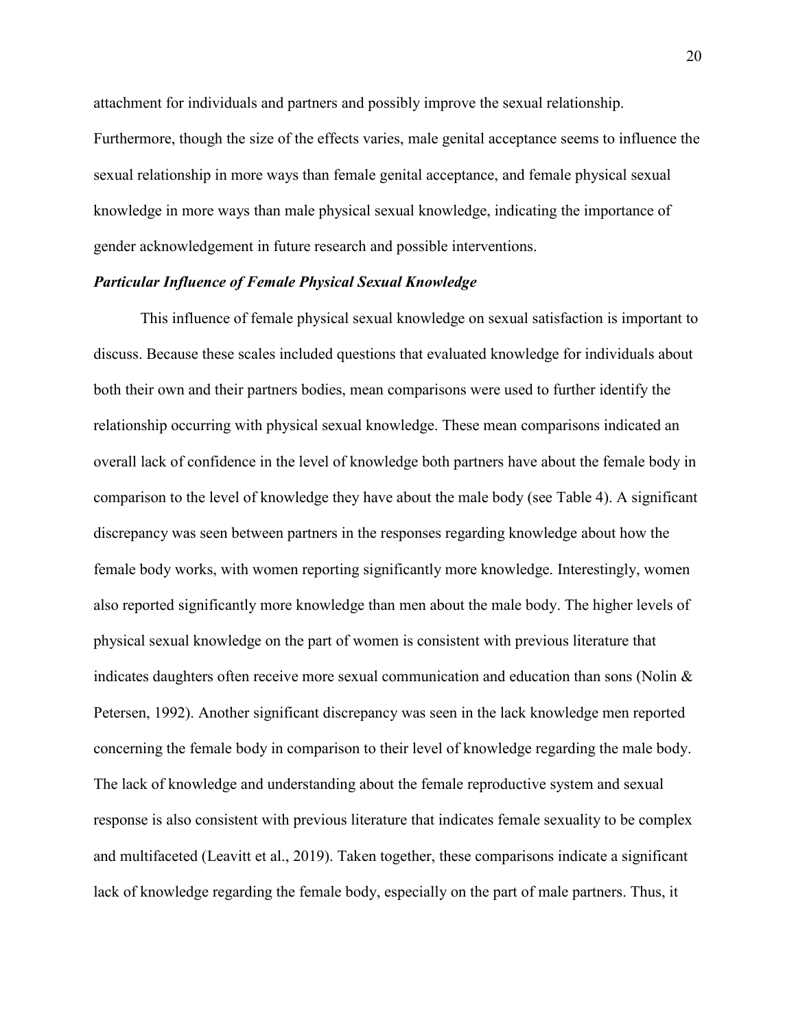attachment for individuals and partners and possibly improve the sexual relationship. Furthermore, though the size of the effects varies, male genital acceptance seems to influence the sexual relationship in more ways than female genital acceptance, and female physical sexual knowledge in more ways than male physical sexual knowledge, indicating the importance of gender acknowledgement in future research and possible interventions.

### *Particular Influence of Female Physical Sexual Knowledge*

This influence of female physical sexual knowledge on sexual satisfaction is important to discuss. Because these scales included questions that evaluated knowledge for individuals about both their own and their partners bodies, mean comparisons were used to further identify the relationship occurring with physical sexual knowledge. These mean comparisons indicated an overall lack of confidence in the level of knowledge both partners have about the female body in comparison to the level of knowledge they have about the male body (see Table 4). A significant discrepancy was seen between partners in the responses regarding knowledge about how the female body works, with women reporting significantly more knowledge. Interestingly, women also reported significantly more knowledge than men about the male body. The higher levels of physical sexual knowledge on the part of women is consistent with previous literature that indicates daughters often receive more sexual communication and education than sons (Nolin & Petersen, 1992). Another significant discrepancy was seen in the lack knowledge men reported concerning the female body in comparison to their level of knowledge regarding the male body. The lack of knowledge and understanding about the female reproductive system and sexual response is also consistent with previous literature that indicates female sexuality to be complex and multifaceted (Leavitt et al., 2019). Taken together, these comparisons indicate a significant lack of knowledge regarding the female body, especially on the part of male partners. Thus, it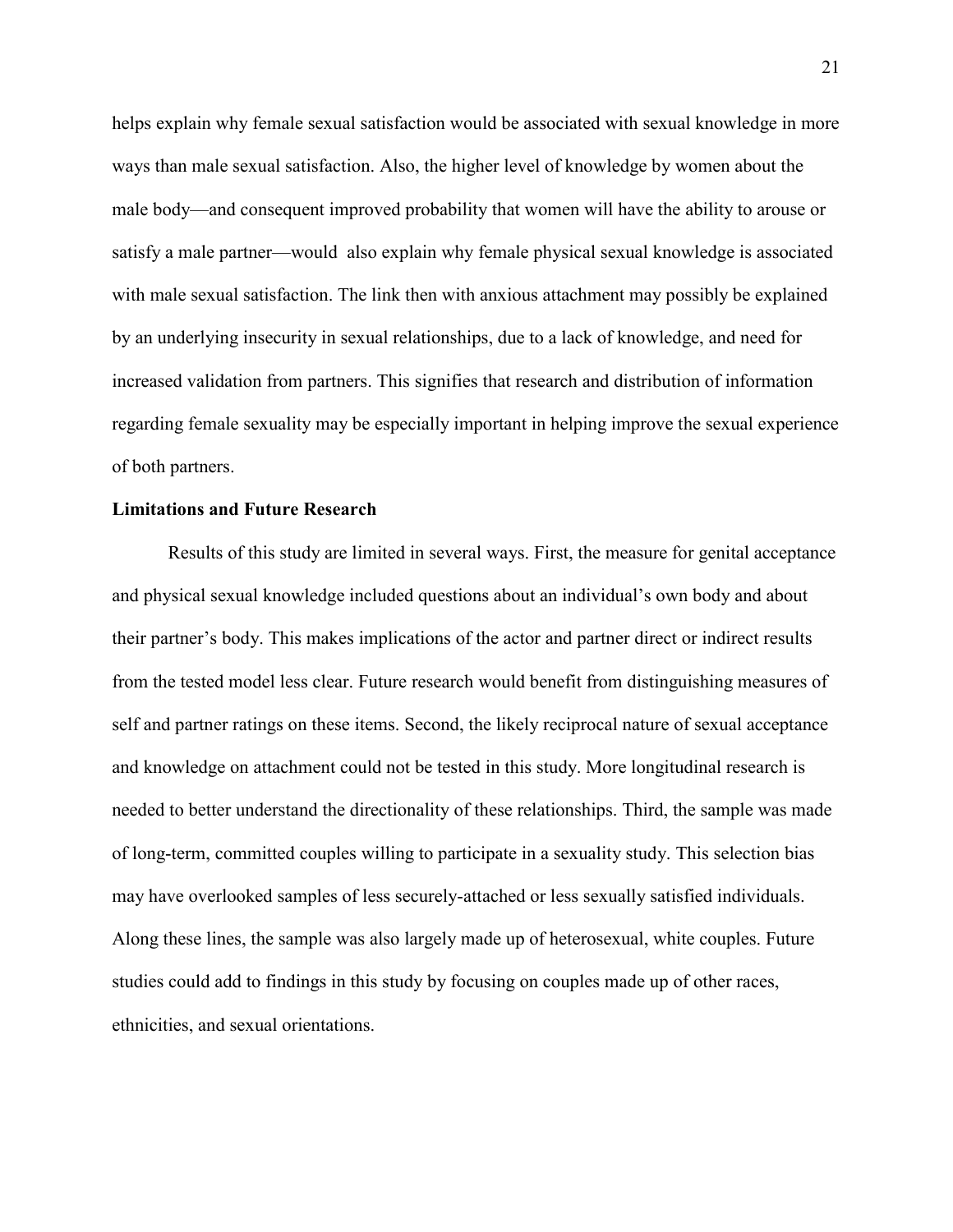helps explain why female sexual satisfaction would be associated with sexual knowledge in more ways than male sexual satisfaction. Also, the higher level of knowledge by women about the male body—and consequent improved probability that women will have the ability to arouse or satisfy a male partner—would also explain why female physical sexual knowledge is associated with male sexual satisfaction. The link then with anxious attachment may possibly be explained by an underlying insecurity in sexual relationships, due to a lack of knowledge, and need for increased validation from partners. This signifies that research and distribution of information regarding female sexuality may be especially important in helping improve the sexual experience of both partners.

**Limitations and Future Research**

Results of this study are limited in several ways. First, the measure for genital acceptance and physical sexual knowledge included questions about an individual's own body and about their partner's body. This makes implications of the actor and partner direct or indirect results from the tested model less clear. Future research would benefit from distinguishing measures of self and partner ratings on these items. Second, the likely reciprocal nature of sexual acceptance and knowledge on attachment could not be tested in this study. More longitudinal research is needed to better understand the directionality of these relationships. Third, the sample was made of long-term, committed couples willing to participate in a sexuality study. This selection bias may have overlooked samples of less securely-attached or less sexually satisfied individuals. Along these lines, the sample was also largely made up of heterosexual, white couples. Future studies could add to findings in this study by focusing on couples made up of other races, ethnicities, and sexual orientations.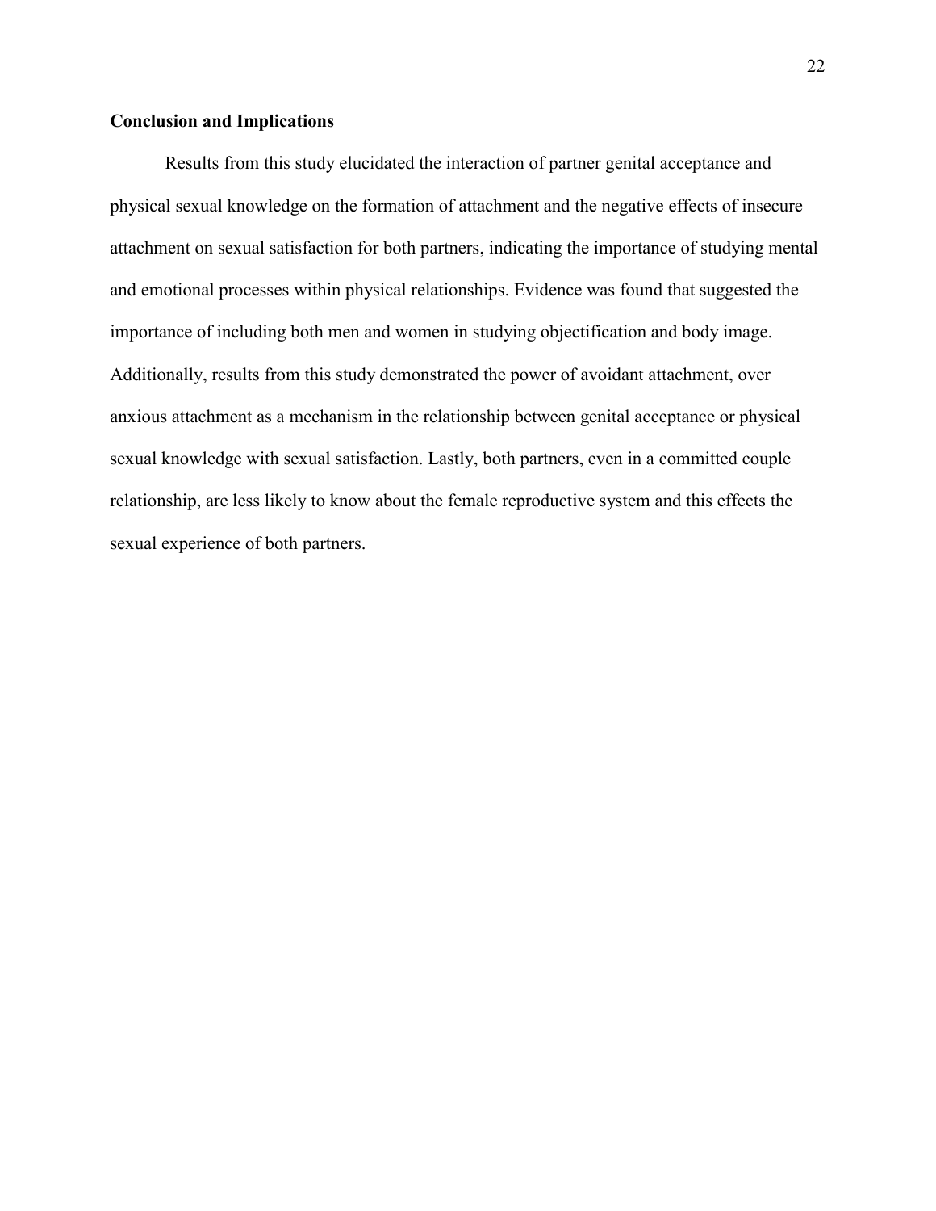## Conclusion and Implications

Results from this study elucidated the interaction of partner genital acceptance and physical sexual knowledge on the formation of attachment and the negative effects of insecure attachment on sexual satisfaction for both partners, indicating the importance of studying mental and emotional processes within physical relationships. Evidence was found that suggested the importance of including both men and women in studying objectification and body image. Additionally, results from this study demonstrated the power of avoidant attachment, over anxious attachment as a mechanism in the relationship between genital acceptance or physical sexual knowledge with sexual satisfaction. Lastly, both partners, even in a committed couple relationship, are less likely to know about the female reproductive system and this effects the sexual experience of both partners.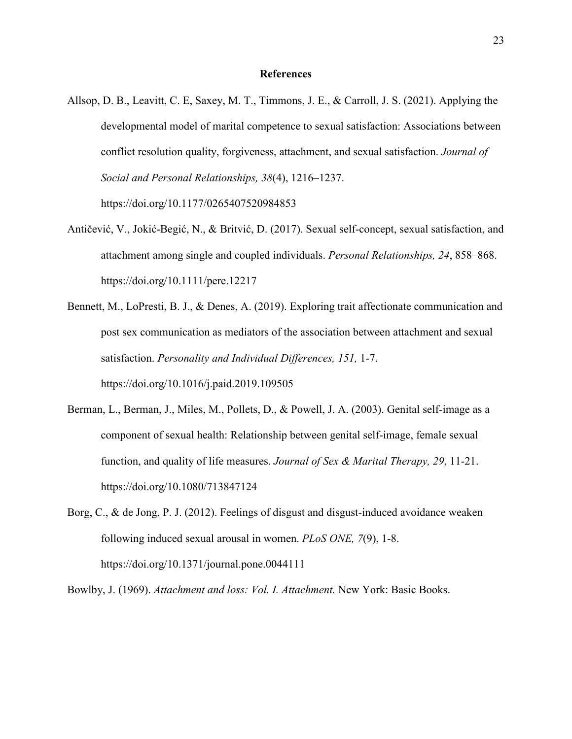# References

Allsop, D. B., Leavitt, C. E, Saxey, M. T., Timmons, J. E., & Carroll, J. S. (2021). Applying the developmental model of marital competence to sexual satisfaction: Associations between conflict resolution quality, forgiveness, attachment, and sexual satisfaction. *Journal of Social and Personal Relationships, 38*(4), 1216–1237. https://doi.org/10.1177/0265407520984853

Antičević, V., Jokić-Begić, N., & Britvić, D. (2017). Sexual self-concept, sexual satisfaction, and attachment among single and coupled individuals. *Personal Relationships, 24*, 858–868. https://doi.org/10.1111/pere.12217

Bennett, M., LoPresti, B. J., & Denes, A. (2019). Exploring trait affectionate communication and post sex communication as mediators of the association between attachment and sexual satisfaction. *Personality and Individual Differences, 151,* 1-7. https://doi.org/10.1016/j.paid.2019.109505

Berman, L., Berman, J., Miles, M., Pollets, D., & Powell, J. A. (2003). Genital self-image as a component of sexual health: Relationship between genital self-image, female sexual function, and quality of life measures. *Journal of Sex & Marital Therapy, 29*, 11-21. https://doi.org/10.1080/713847124

Borg, C., & de Jong, P. J. (2012). Feelings of disgust and disgust-induced avoidance weaken following induced sexual arousal in women. *PLoS ONE, 7*(9), 1-8. https://doi.org/10.1371/journal.pone.0044111

Bowlby, J. (1969). *Attachment and loss: Vol. I. Attachment.* New York: Basic Books.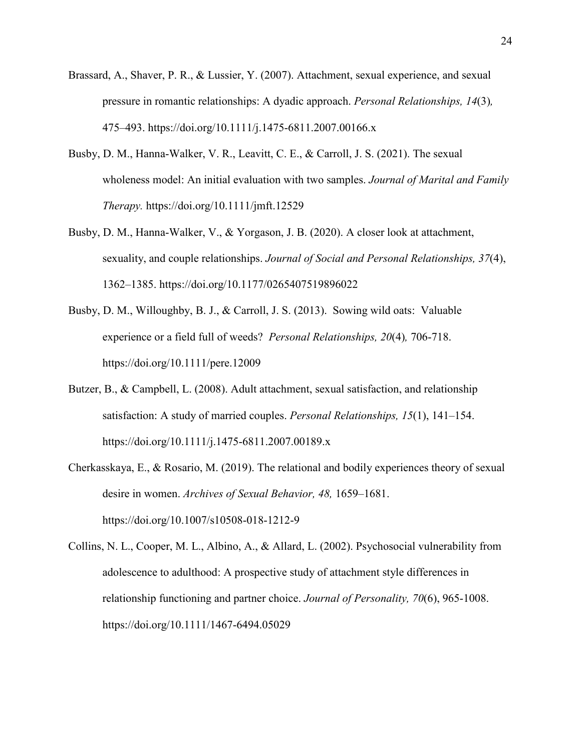Brassard, A., Shaver, P. R., & Lussier, Y. (2007). Attachment, sexual experience, and sexual pressure in romantic relationships: A dyadic approach. *Personal Relationships, 14*(3), 475–493. https://doi.org/10.1111/j.1475-6811.2007.00166.x

Busby, D. M., Hanna-Walker, V. R., Leavitt, C. E., & Carroll, J. S. (2021). The sexual wholeness model: An initial evaluation with two samples. *Journal of Marital and Family Therapy.* https://doi.org/10.1111/jmft.12529

Busby, D. M., Hanna-Walker, V., & Yorgason, J. B. (2020). A closer look at attachment, sexuality, and couple relationships. *Journal of Social and Personal Relationships, 37*(4), 1362–1385. https://doi.org/10.1177/0265407519896022

Busby, D. M., Willoughby, B. J., & Carroll, J. S. (2013). Sowing wild oats: Valuable experience or a field full of weeds? *Personal Relationships, 20*(4), 706-718. https://doi.org/10.1111/pere.12009

Butzer, B., & Campbell, L. (2008). Adult attachment, sexual satisfaction, and relationship satisfaction: A study of married couples. *Personal Relationships, 15*(1), 141–154. https://doi.org/10.1111/j.1475-6811.2007.00189.x

Cherkasskaya, E., & Rosario, M. (2019). The relational and bodily experiences theory of sexual desire in women. *Archives of Sexual Behavior, 48,* 1659–1681. https://doi.org/10.1007/s10508-018-1212-9

Collins, N. L., Cooper, M. L., Albino, A., & Allard, L. (2002). Psychosocial vulnerability from adolescence to adulthood: A prospective study of attachment style differences in relationship functioning and partner choice. *Journal of Personality, 70*(6), 965-1008. https://doi.org/10.1111/1467-6494.05029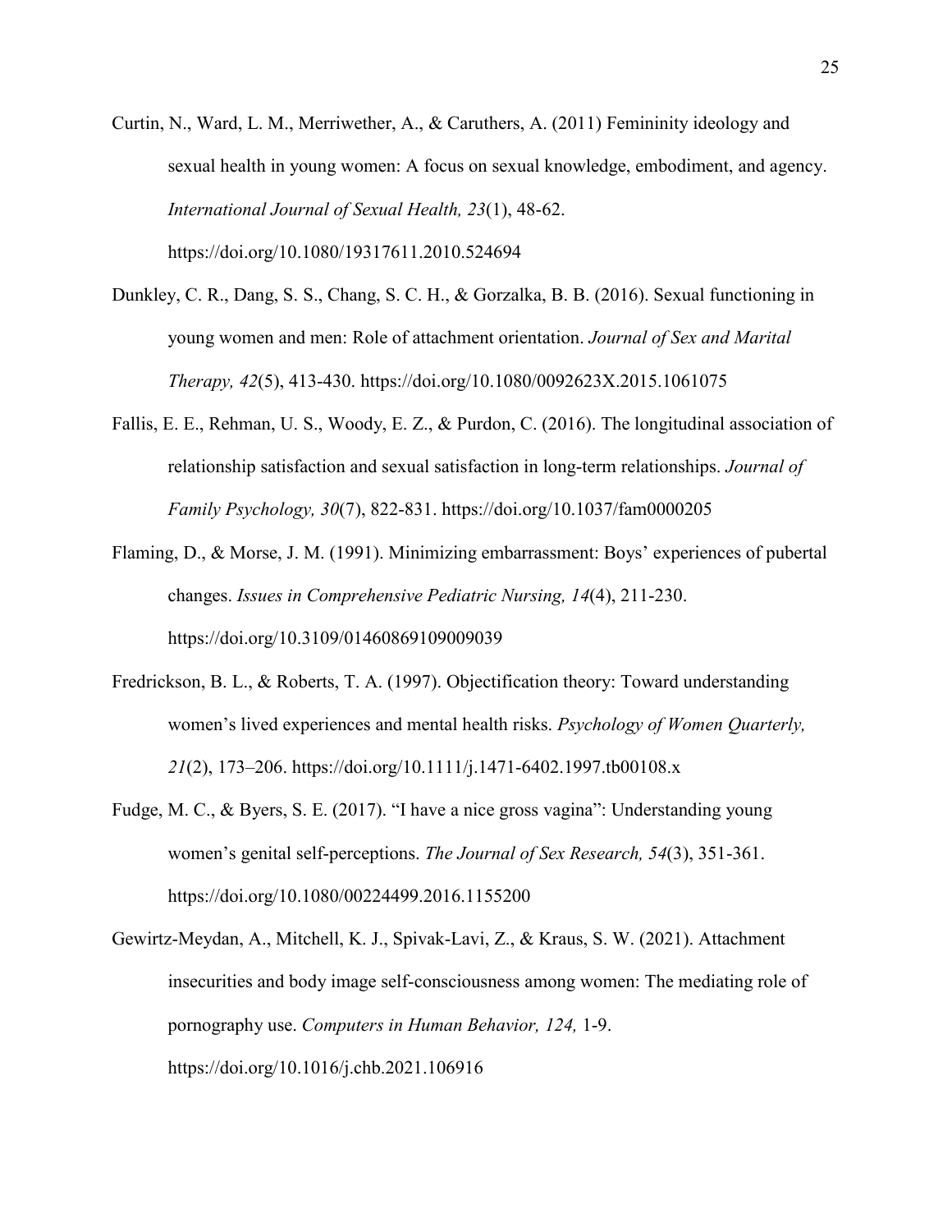Curtin, N., Ward, L. M., Merriwether, A., & Caruthers, A. (2011) Femininity ideology and sexual health in young women: A focus on sexual knowledge, embodiment, and agency. *International Journal of Sexual Health, 23*(1), 48-62. https://doi.org/10.1080/19317611.2010.524694

Dunkley, C. R., Dang, S. S., Chang, S. C. H., & Gorzalka, B. B. (2016). Sexual functioning in young women and men: Role of attachment orientation. *Journal of Sex and Marital Therapy, 42*(5), 413-430. https://doi.org/10.1080/0092623X.2015.1061075

Fallis, E. E., Rehman, U. S., Woody, E. Z., & Purdon, C. (2016). The longitudinal association of relationship satisfaction and sexual satisfaction in long-term relationships. *Journal of Family Psychology, 30*(7), 822-831. https://doi.org/10.1037/fam0000205

Flaming, D., & Morse, J. M. (1991). Minimizing embarrassment: Boys' experiences of pubertal changes. *Issues in Comprehensive Pediatric Nursing, 14*(4), 211-230. https://doi.org/10.3109/01460869109009039

Fredrickson, B. L., & Roberts, T. A. (1997). Objectification theory: Toward understanding women's lived experiences and mental health risks. *Psychology of Women Quarterly, 21*(2), 173–206. https://doi.org/10.1111/j.1471-6402.1997.tb00108.x

Fudge, M. C., & Byers, S. E. (2017). "I have a nice gross vagina": Understanding young women's genital self-perceptions. *The Journal of Sex Research, 54*(3), 351-361. https://doi.org/10.1080/00224499.2016.1155200

Gewirtz-Meydan, A., Mitchell, K. J., Spivak-Lavi, Z., & Kraus, S. W. (2021). Attachment insecurities and body image self-consciousness among women: The mediating role of pornography use. *Computers in Human Behavior, 124,* 1-9. https://doi.org/10.1016/j.chb.2021.106916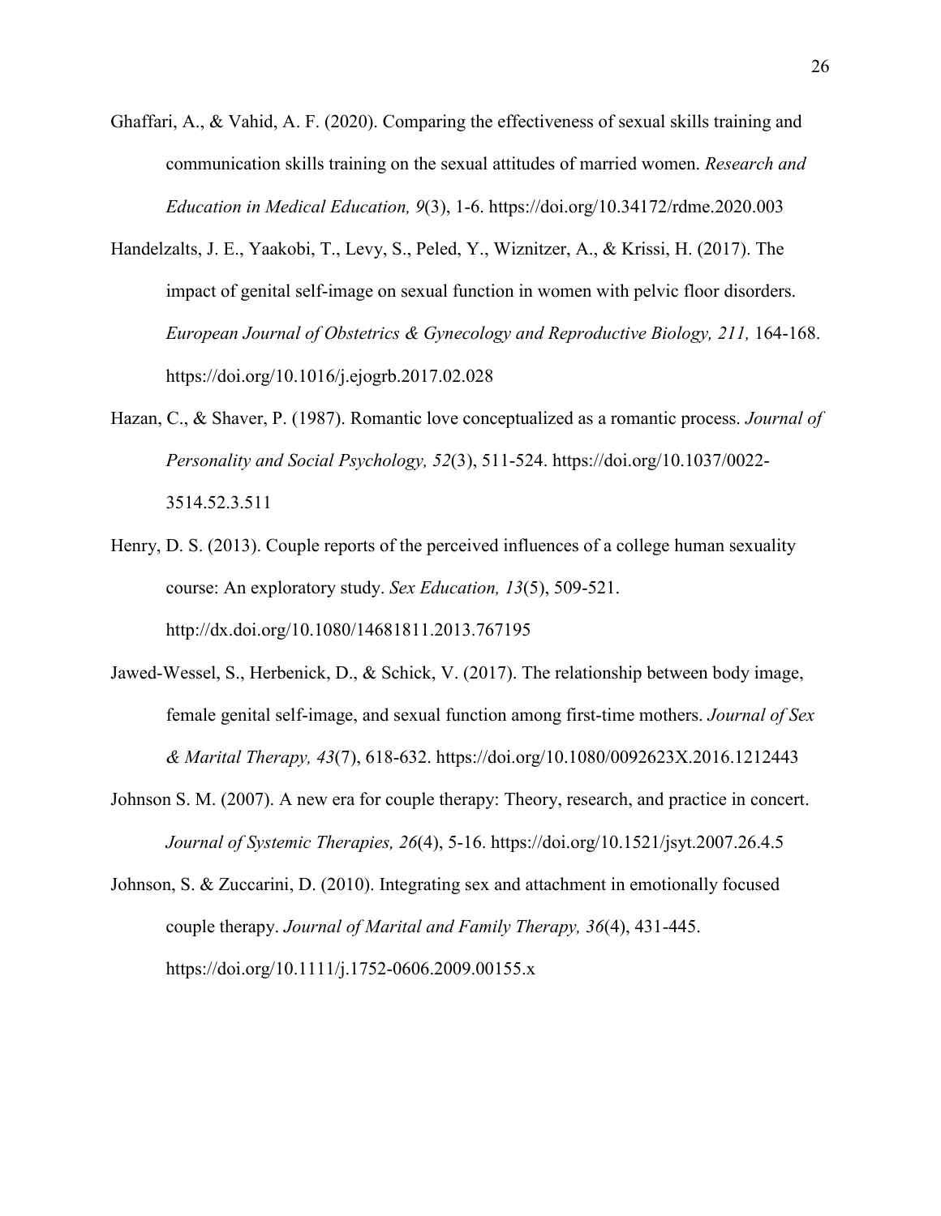Ghaffari, A., & Vahid, A. F. (2020). Comparing the effectiveness of sexual skills training and communication skills training on the sexual attitudes of married women. *Research and Education in Medical Education, 9*(3), 1-6. https://doi.org/10.34172/rdme.2020.003

Handelzalts, J. E., Yaakobi, T., Levy, S., Peled, Y., Wiznitzer, A., & Krissi, H. (2017). The impact of genital self-image on sexual function in women with pelvic floor disorders. *European Journal of Obstetrics & Gynecology and Reproductive Biology, 211,* 164-168. https://doi.org/10.1016/j.ejogrb.2017.02.028

Hazan, C., & Shaver, P. (1987). Romantic love conceptualized as a romantic process. *Journal of Personality and Social Psychology, 52*(3), 511-524. https://doi.org/10.1037/0022-3514.52.3.511

Henry, D. S. (2013). Couple reports of the perceived influences of a college human sexuality course: An exploratory study. *Sex Education, 13*(5), 509-521. http://dx.doi.org/10.1080/14681811.2013.767195

Jawed-Wessel, S., Herbenick, D., & Schick, V. (2017). The relationship between body image, female genital self-image, and sexual function among first-time mothers. *Journal of Sex & Marital Therapy, 43*(7), 618-632. https://doi.org/10.1080/0092623X.2016.1212443

Johnson S. M. (2007). A new era for couple therapy: Theory, research, and practice in concert. *Journal of Systemic Therapies, 26*(4), 5-16. https://doi.org/10.1521/jsyt.2007.26.4.5

Johnson, S. & Zuccarini, D. (2010). Integrating sex and attachment in emotionally focused couple therapy. *Journal of Marital and Family Therapy, 36*(4), 431-445. https://doi.org/10.1111/j.1752-0606.2009.00155.x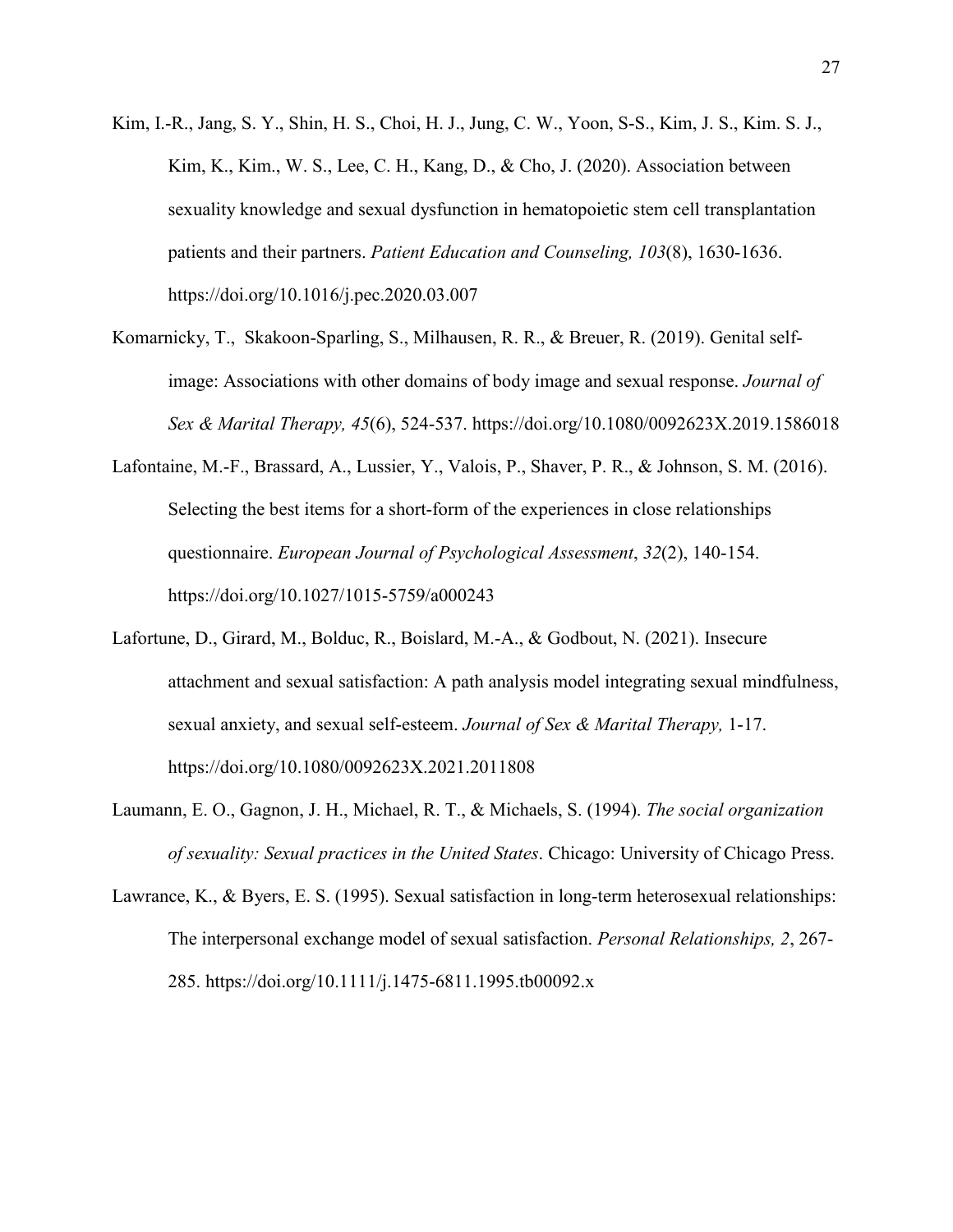Kim, I.-R., Jang, S. Y., Shin, H. S., Choi, H. J., Jung, C. W., Yoon, S-S., Kim, J. S., Kim. S. J., Kim, K., Kim., W. S., Lee, C. H., Kang, D., & Cho, J. (2020). Association between sexuality knowledge and sexual dysfunction in hematopoietic stem cell transplantation patients and their partners. *Patient Education and Counseling, 103*(8), 1630-1636. https://doi.org/10.1016/j.pec.2020.03.007

Komarnicky, T., Skakoon-Sparling, S., Milhausen, R. R., & Breuer, R. (2019). Genital self-image: Associations with other domains of body image and sexual response. *Journal of Sex & Marital Therapy, 45*(6), 524-537. https://doi.org/10.1080/0092623X.2019.1586018

Lafontaine, M.-F., Brassard, A., Lussier, Y., Valois, P., Shaver, P. R., & Johnson, S. M. (2016). Selecting the best items for a short-form of the experiences in close relationships questionnaire. *European Journal of Psychological Assessment*, *32*(2), 140-154. https://doi.org/10.1027/1015-5759/a000243

Lafortune, D., Girard, M., Bolduc, R., Boislard, M.-A., & Godbout, N. (2021). Insecure attachment and sexual satisfaction: A path analysis model integrating sexual mindfulness, sexual anxiety, and sexual self-esteem. *Journal of Sex & Marital Therapy,* 1-17. https://doi.org/10.1080/0092623X.2021.2011808

Laumann, E. O., Gagnon, J. H., Michael, R. T., & Michaels, S. (1994). *The social organization of sexuality: Sexual practices in the United States*. Chicago: University of Chicago Press.

Lawrance, K., & Byers, E. S. (1995). Sexual satisfaction in long-term heterosexual relationships: The interpersonal exchange model of sexual satisfaction. *Personal Relationships, 2*, 267-285. https://doi.org/10.1111/j.1475-6811.1995.tb00092.x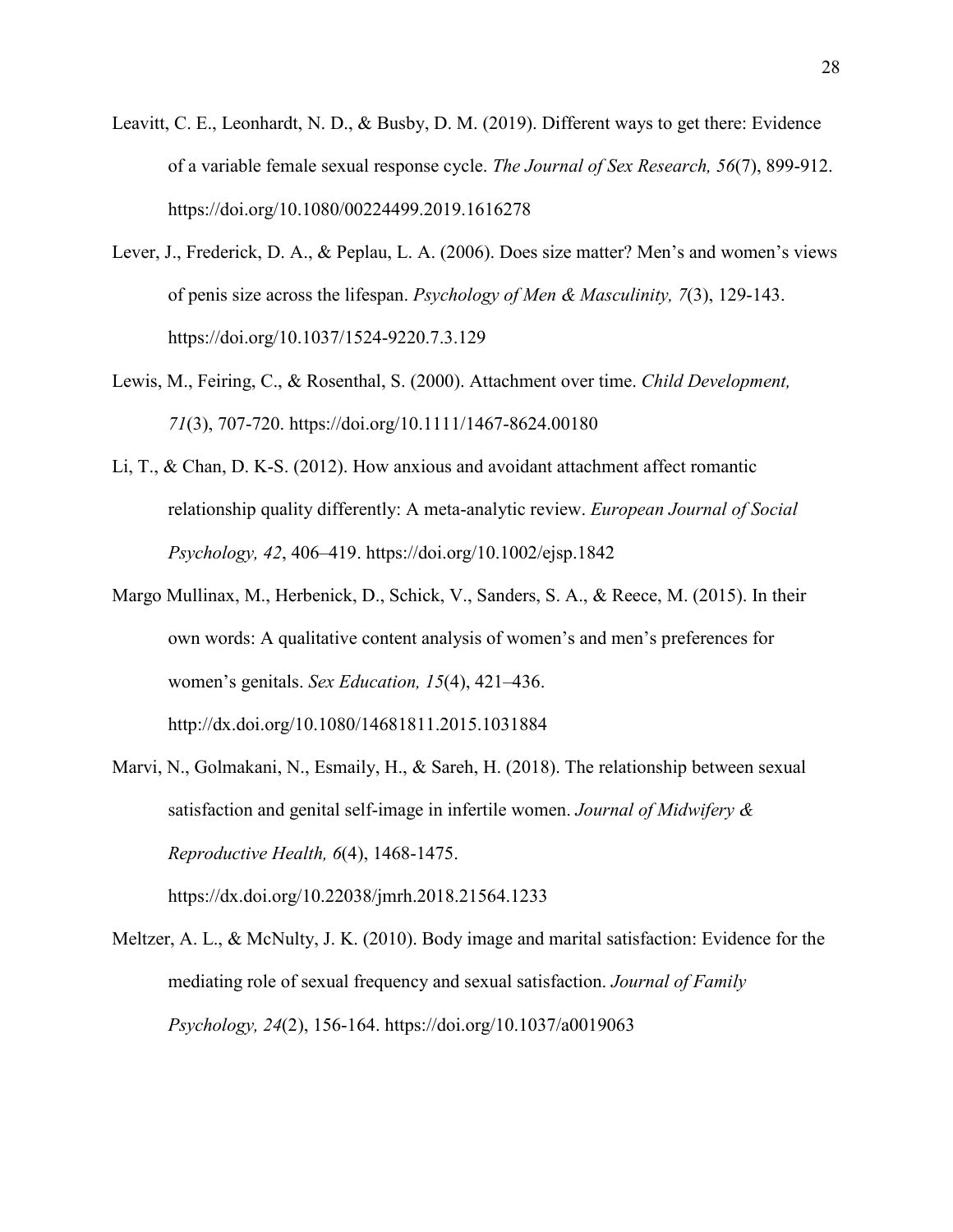Leavitt, C. E., Leonhardt, N. D., & Busby, D. M. (2019). Different ways to get there: Evidence of a variable female sexual response cycle. *The Journal of Sex Research, 56*(7), 899-912. https://doi.org/10.1080/00224499.2019.1616278

Lever, J., Frederick, D. A., & Peplau, L. A. (2006). Does size matter? Men's and women's views of penis size across the lifespan. *Psychology of Men & Masculinity, 7*(3), 129-143. https://doi.org/10.1037/1524-9220.7.3.129

Lewis, M., Feiring, C., & Rosenthal, S. (2000). Attachment over time. *Child Development, 71*(3), 707-720. https://doi.org/10.1111/1467-8624.00180

Li, T., & Chan, D. K-S. (2012). How anxious and avoidant attachment affect romantic relationship quality differently: A meta-analytic review. *European Journal of Social Psychology, 42*, 406–419. https://doi.org/10.1002/ejsp.1842

Margo Mullinax, M., Herbenick, D., Schick, V., Sanders, S. A., & Reece, M. (2015). In their own words: A qualitative content analysis of women's and men's preferences for women's genitals. *Sex Education, 15*(4), 421–436. http://dx.doi.org/10.1080/14681811.2015.1031884

Marvi, N., Golmakani, N., Esmaily, H., & Sareh, H. (2018). The relationship between sexual satisfaction and genital self-image in infertile women. *Journal of Midwifery & Reproductive Health, 6*(4), 1468-1475. https://dx.doi.org/10.22038/jmrh.2018.21564.1233

Meltzer, A. L., & McNulty, J. K. (2010). Body image and marital satisfaction: Evidence for the mediating role of sexual frequency and sexual satisfaction. *Journal of Family Psychology, 24*(2), 156-164. https://doi.org/10.1037/a0019063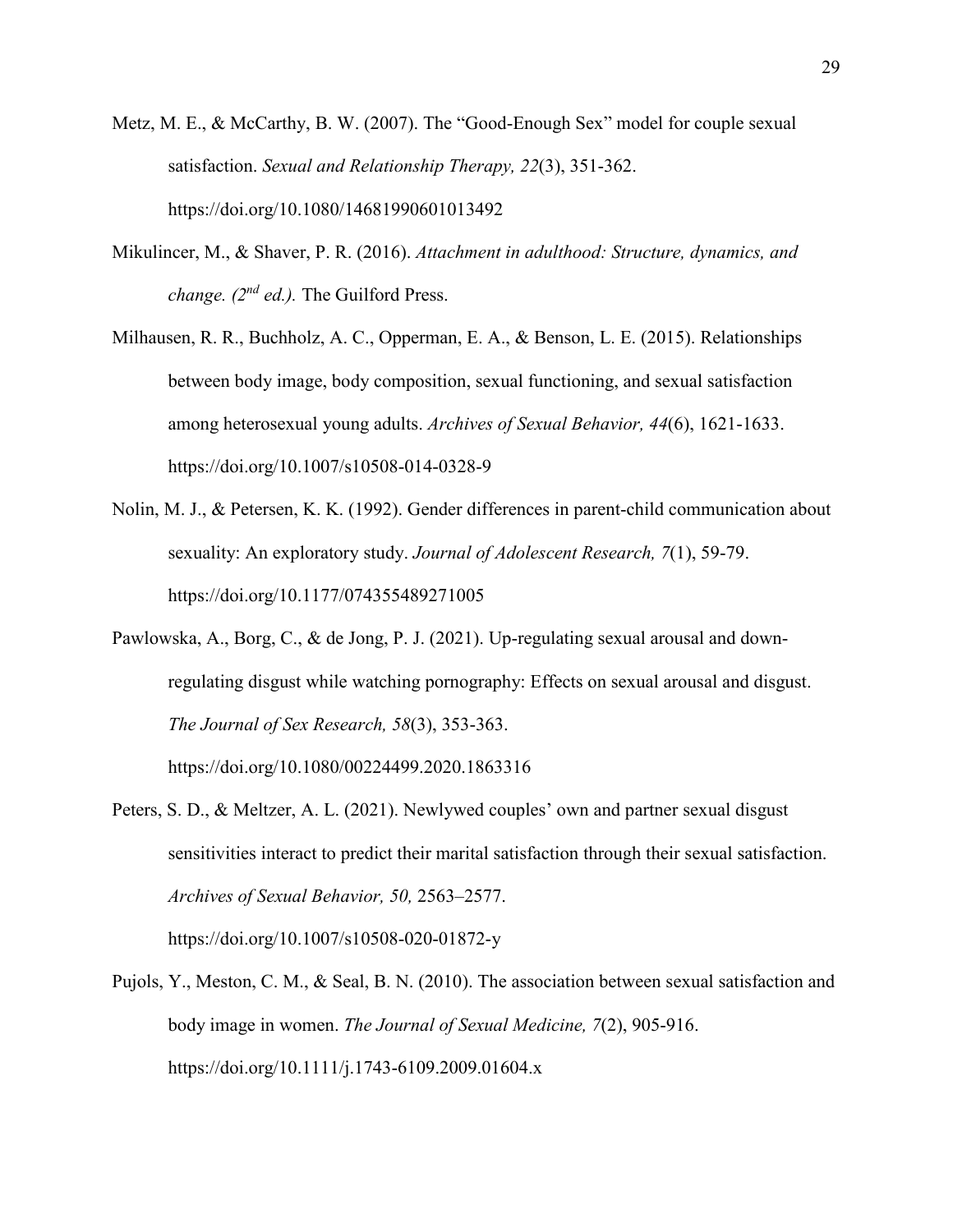Metz, M. E., & McCarthy, B. W. (2007). The "Good-Enough Sex" model for couple sexual satisfaction. *Sexual and Relationship Therapy, 22*(3), 351-362. https://doi.org/10.1080/14681990601013492

Mikulincer, M., & Shaver, P. R. (2016). *Attachment in adulthood: Structure, dynamics, and change. (2nd ed.).* The Guilford Press.

Milhausen, R. R., Buchholz, A. C., Opperman, E. A., & Benson, L. E. (2015). Relationships between body image, body composition, sexual functioning, and sexual satisfaction among heterosexual young adults. *Archives of Sexual Behavior, 44*(6), 1621-1633. https://doi.org/10.1007/s10508-014-0328-9

Nolin, M. J., & Petersen, K. K. (1992). Gender differences in parent-child communication about sexuality: An exploratory study. *Journal of Adolescent Research, 7*(1), 59-79. https://doi.org/10.1177/074355489271005

Pawlowska, A., Borg, C., & de Jong, P. J. (2021). Up-regulating sexual arousal and down-regulating disgust while watching pornography: Effects on sexual arousal and disgust. *The Journal of Sex Research, 58*(3), 353-363. https://doi.org/10.1080/00224499.2020.1863316

Peters, S. D., & Meltzer, A. L. (2021). Newlywed couples' own and partner sexual disgust sensitivities interact to predict their marital satisfaction through their sexual satisfaction. *Archives of Sexual Behavior, 50,* 2563–2577. https://doi.org/10.1007/s10508-020-01872-y

Pujols, Y., Meston, C. M., & Seal, B. N. (2010). The association between sexual satisfaction and body image in women. *The Journal of Sexual Medicine, 7*(2), 905-916. https://doi.org/10.1111/j.1743-6109.2009.01604.x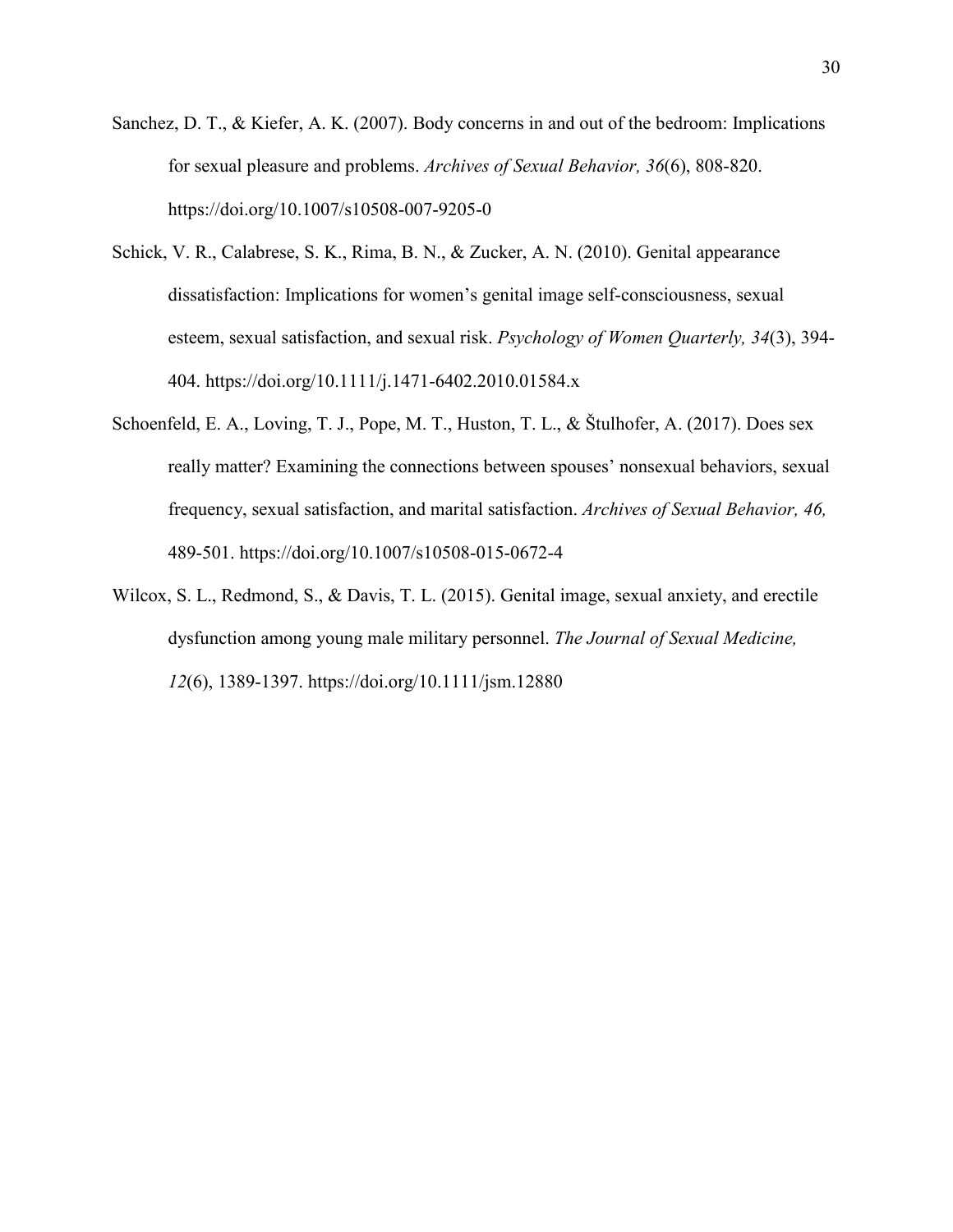Sanchez, D. T., & Kiefer, A. K. (2007). Body concerns in and out of the bedroom: Implications for sexual pleasure and problems. *Archives of Sexual Behavior, 36*(6), 808-820. https://doi.org/10.1007/s10508-007-9205-0

Schick, V. R., Calabrese, S. K., Rima, B. N., & Zucker, A. N. (2010). Genital appearance dissatisfaction: Implications for women's genital image self-consciousness, sexual esteem, sexual satisfaction, and sexual risk. *Psychology of Women Quarterly, 34*(3), 394-404. https://doi.org/10.1111/j.1471-6402.2010.01584.x

Schoenfeld, E. A., Loving, T. J., Pope, M. T., Huston, T. L., & Štulhofer, A. (2017). Does sex really matter? Examining the connections between spouses' nonsexual behaviors, sexual frequency, sexual satisfaction, and marital satisfaction. *Archives of Sexual Behavior, 46,* 489-501. https://doi.org/10.1007/s10508-015-0672-4

Wilcox, S. L., Redmond, S., & Davis, T. L. (2015). Genital image, sexual anxiety, and erectile dysfunction among young male military personnel. *The Journal of Sexual Medicine, 12*(6), 1389-1397. https://doi.org/10.1111/jsm.12880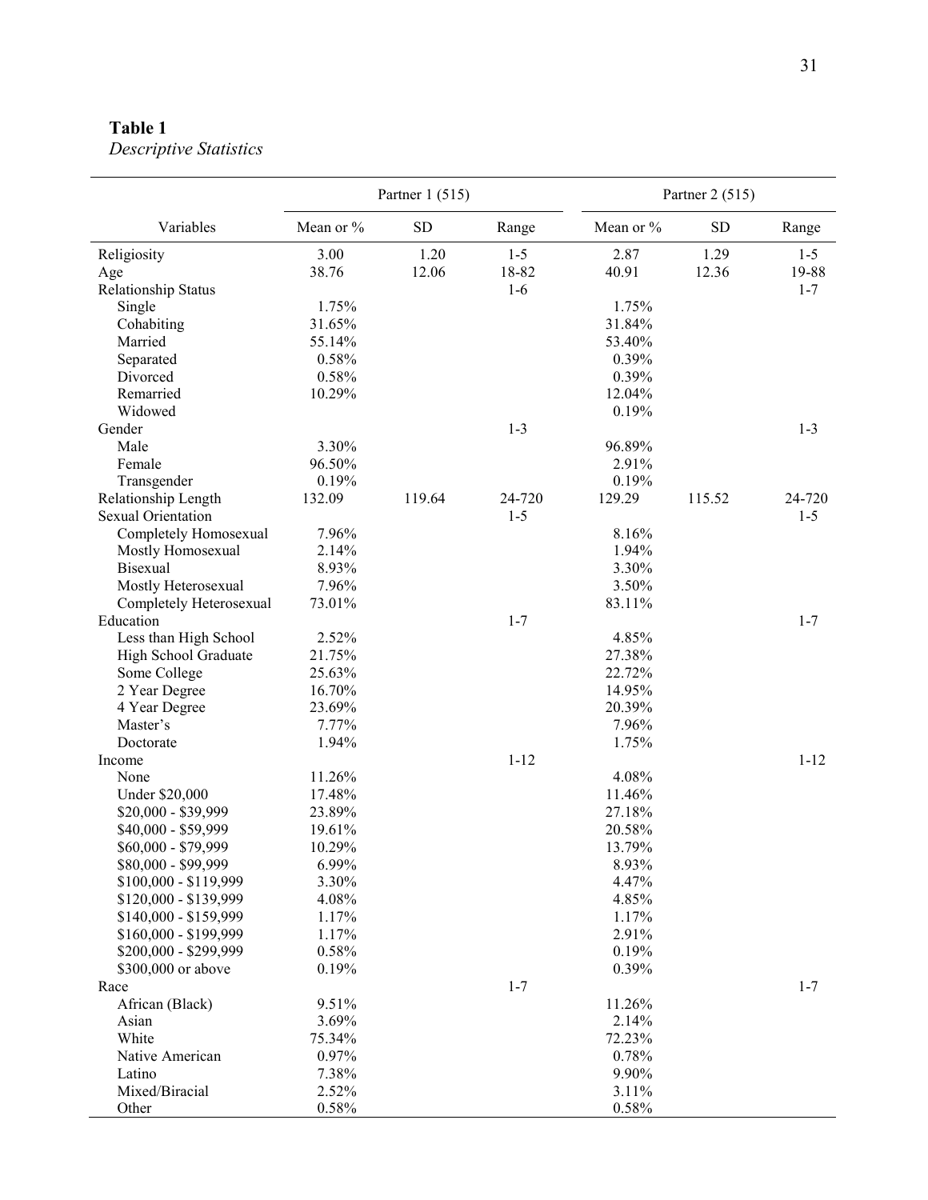**Table 1**

*Descriptive Statistics*

| | Partner 1 (515) | | | Partner 2 (515) | | |
|---|---|---|---|---|---|---|
| Variables | Mean or % | SD | Range | Mean or % | SD | Range |
| Religiosity | 3.00 | 1.20 | 1-5 | 2.87 | 1.29 | 1-5 |
| Age | 38.76 | 12.06 | 18-82 | 40.91 | 12.36 | 19-88 |
| Relationship Status | | | 1-6 | | | 1-7 |
| Single | 1.75% | | | 1.75% | | |
| Cohabiting | 31.65% | | | 31.84% | | |
| Married | 55.14% | | | 53.40% | | |
| Separated | 0.58% | | | 0.39% | | |
| Divorced | 0.58% | | | 0.39% | | |
| Remarried | 10.29% | | | 12.04% | | |
| Widowed | | | | 0.19% | | |
| Gender | | | 1-3 | | | 1-3 |
| Male | 3.30% | | | 96.89% | | |
| Female | 96.50% | | | 2.91% | | |
| Transgender | 0.19% | | | 0.19% | | |
| Relationship Length | 132.09 | 119.64 | 24-720 | 129.29 | 115.52 | 24-720 |
| Sexual Orientation | | | 1-5 | | | 1-5 |
| Completely Homosexual | 7.96% | | | 8.16% | | |
| Mostly Homosexual | 2.14% | | | 1.94% | | |
| Bisexual | 8.93% | | | 3.30% | | |
| Mostly Heterosexual | 7.96% | | | 3.50% | | |
| Completely Heterosexual | 73.01% | | | 83.11% | | |
| Education | | | 1-7 | | | 1-7 |
| Less than High School | 2.52% | | | 4.85% | | |
| High School Graduate | 21.75% | | | 27.38% | | |
| Some College | 25.63% | | | 22.72% | | |
| 2 Year Degree | 16.70% | | | 14.95% | | |
| 4 Year Degree | 23.69% | | | 20.39% | | |
| Master's | 7.77% | | | 7.96% | | |
| Doctorate | 1.94% | | | 1.75% | | |
| Income | | | 1-12 | | | 1-12 |
| None | 11.26% | | | 4.08% | | |
| Under $20,000 | 17.48% | | | 11.46% | | |
| $20,000 - $39,999 | 23.89% | | | 27.18% | | |
| $40,000 - $59,999 | 19.61% | | | 20.58% | | |
| $60,000 - $79,999 | 10.29% | | | 13.79% | | |
| $80,000 - $99,999 | 6.99% | | | 8.93% | | |
| $100,000 - $119,999 | 3.30% | | | 4.47% | | |
| $120,000 - $139,999 | 4.08% | | | 4.85% | | |
| $140,000 - $159,999 | 1.17% | | | 1.17% | | |
| $160,000 - $199,999 | 1.17% | | | 2.91% | | |
| $200,000 - $299,999 | 0.58% | | | 0.19% | | |
| $300,000 or above | 0.19% | | | 0.39% | | |
| Race | | | 1-7 | | | 1-7 |
| African (Black) | 9.51% | | | 11.26% | | |
| Asian | 3.69% | | | 2.14% | | |
| White | 75.34% | | | 72.23% | | |
| Native American | 0.97% | | | 0.78% | | |
| Latino | 7.38% | | | 9.90% | | |
| Mixed/Biracial | 2.52% | | | 3.11% | | |
| Other | 0.58% | | | 0.58% | | |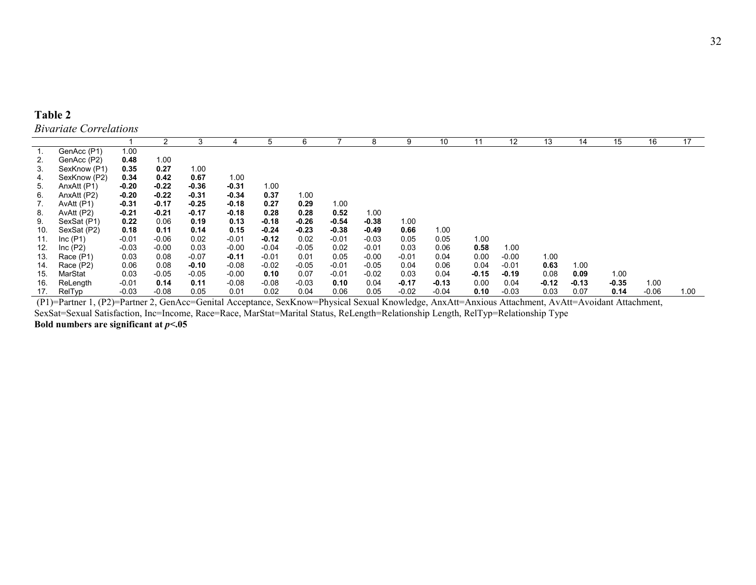**Table 2**

*Bivariate Correlations*

| | | 1 | 2 | 3 | 4 | 5 | 6 | 7 | 8 | 9 | 10 | 11 | 12 | 13 | 14 | 15 | 16 | 17 |
|---|---|---|---|---|---|---|---|---|---|---|---|---|---|---|---|---|---|---|
| 1. | GenAcc (P1) | 1.00 | | | | | | | | | | | | | | | | |
| 2. | GenAcc (P2) | **0.48** | 1.00 | | | | | | | | | | | | | | | |
| 3. | SexKnow (P1) | **0.35** | **0.27** | 1.00 | | | | | | | | | | | | | | |
| 4. | SexKnow (P2) | **0.34** | **0.42** | **0.67** | 1.00 | | | | | | | | | | | | | |
| 5. | AnxAtt (P1) | **-0.20** | **-0.22** | **-0.36** | **-0.31** | 1.00 | | | | | | | | | | | | |
| 6. | AnxAtt (P2) | **-0.20** | **-0.22** | **-0.31** | **-0.34** | **0.37** | 1.00 | | | | | | | | | | | |
| 7. | AvAtt (P1) | **-0.31** | **-0.17** | **-0.25** | **-0.18** | **0.27** | **0.29** | 1.00 | | | | | | | | | | |
| 8. | AvAtt (P2) | **-0.21** | **-0.21** | **-0.17** | **-0.18** | **0.28** | **0.28** | **0.52** | 1.00 | | | | | | | | | |
| 9. | SexSat (P1) | **0.22** | 0.06 | **0.19** | **0.13** | **-0.18** | **-0.26** | **-0.54** | **-0.38** | 1.00 | | | | | | | | |
| 10. | SexSat (P2) | **0.18** | **0.11** | **0.14** | **0.15** | **-0.24** | **-0.23** | **-0.38** | **-0.49** | **0.66** | 1.00 | | | | | | | |
| 11. | Inc (P1) | -0.01 | -0.06 | 0.02 | -0.01 | **-0.12** | 0.02 | -0.01 | -0.03 | 0.05 | 0.05 | 1.00 | | | | | | |
| 12. | Inc (P2) | -0.03 | -0.00 | 0.03 | -0.00 | -0.04 | -0.05 | 0.02 | -0.01 | 0.03 | 0.06 | **0.58** | 1.00 | | | | | |
| 13. | Race (P1) | 0.03 | 0.08 | -0.07 | **-0.11** | -0.01 | 0.01 | 0.05 | -0.00 | -0.01 | 0.04 | 0.00 | -0.00 | 1.00 | | | | |
| 14. | Race (P2) | 0.06 | 0.08 | **-0.10** | -0.08 | -0.02 | -0.05 | -0.01 | -0.05 | 0.04 | 0.06 | 0.04 | -0.01 | **0.63** | 1.00 | | | |
| 15. | MarStat | 0.03 | -0.05 | -0.05 | -0.00 | **0.10** | 0.07 | -0.01 | -0.02 | 0.03 | 0.04 | **-0.15** | **-0.19** | 0.08 | **0.09** | 1.00 | | |
| 16. | ReLength | -0.01 | **0.14** | **0.11** | -0.08 | -0.08 | -0.03 | **0.10** | 0.04 | **-0.17** | **-0.13** | 0.00 | 0.04 | **-0.12** | **-0.13** | **-0.35** | 1.00 | |
| 17. | RelTyp | -0.03 | -0.08 | 0.05 | 0.01 | 0.02 | 0.04 | 0.06 | 0.05 | -0.02 | -0.04 | **0.10** | -0.03 | 0.03 | 0.07 | **0.14** | -0.06 | 1.00 |

(P1)=Partner 1, (P2)=Partner 2, GenAcc=Genital Acceptance, SexKnow=Physical Sexual Knowledge, AnxAtt=Anxious Attachment, AvAtt=Avoidant Attachment, SexSat=Sexual Satisfaction, Inc=Income, Race=Race, MarStat=Marital Status, ReLength=Relationship Length, RelTyp=Relationship Type

**Bold numbers are significant at $p<.05$**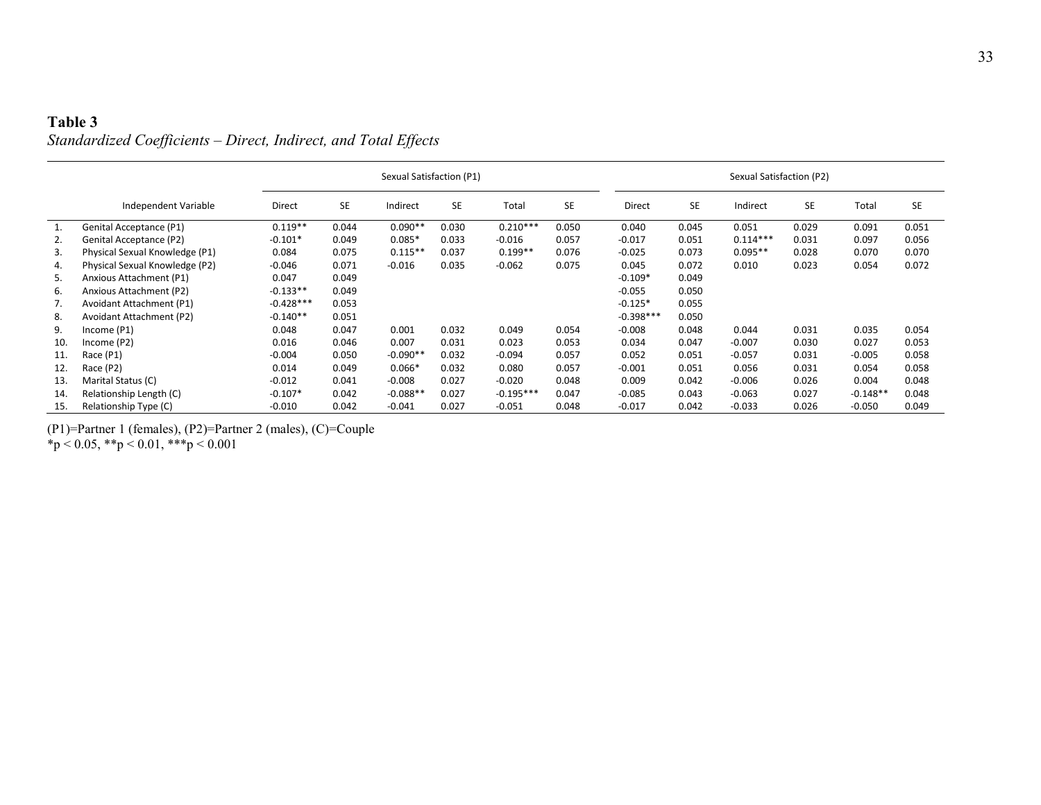**Table 3**

*Standardized Coefficients – Direct, Indirect, and Total Effects*

| | | Sexual Satisfaction (P1) | | | | | | Sexual Satisfaction (P2) | | | | | |
|---|---|---|---|---|---|---|---|---|---|---|---|---|---|
| | Independent Variable | Direct | SE | Indirect | SE | Total | SE | Direct | SE | Indirect | SE | Total | SE |
| 1. | Genital Acceptance (P1) | 0.119** | 0.044 | 0.090** | 0.030 | 0.210*** | 0.050 | 0.040 | 0.045 | 0.051 | 0.029 | 0.091 | 0.051 |
| 2. | Genital Acceptance (P2) | -0.101* | 0.049 | 0.085* | 0.033 | -0.016 | 0.057 | -0.017 | 0.051 | 0.114*** | 0.031 | 0.097 | 0.056 |
| 3. | Physical Sexual Knowledge (P1) | 0.084 | 0.075 | 0.115** | 0.037 | 0.199** | 0.076 | -0.025 | 0.073 | 0.095** | 0.028 | 0.070 | 0.070 |
| 4. | Physical Sexual Knowledge (P2) | -0.046 | 0.071 | -0.016 | 0.035 | -0.062 | 0.075 | 0.045 | 0.072 | 0.010 | 0.023 | 0.054 | 0.072 |
| 5. | Anxious Attachment (P1) | 0.047 | 0.049 | | | | | -0.109* | 0.049 | | | | |
| 6. | Anxious Attachment (P2) | -0.133** | 0.049 | | | | | -0.055 | 0.050 | | | | |
| 7. | Avoidant Attachment (P1) | -0.428*** | 0.053 | | | | | -0.125* | 0.055 | | | | |
| 8. | Avoidant Attachment (P2) | -0.140** | 0.051 | | | | | -0.398*** | 0.050 | | | | |
| 9. | Income (P1) | 0.048 | 0.047 | 0.001 | 0.032 | 0.049 | 0.054 | -0.008 | 0.048 | 0.044 | 0.031 | 0.035 | 0.054 |
| 10. | Income (P2) | 0.016 | 0.046 | 0.007 | 0.031 | 0.023 | 0.053 | 0.034 | 0.047 | -0.007 | 0.030 | 0.027 | 0.053 |
| 11. | Race (P1) | -0.004 | 0.050 | -0.090** | 0.032 | -0.094 | 0.057 | 0.052 | 0.051 | -0.057 | 0.031 | -0.005 | 0.058 |
| 12. | Race (P2) | 0.014 | 0.049 | 0.066* | 0.032 | 0.080 | 0.057 | -0.001 | 0.051 | 0.056 | 0.031 | 0.054 | 0.058 |
| 13. | Marital Status (C) | -0.012 | 0.041 | -0.008 | 0.027 | -0.020 | 0.048 | 0.009 | 0.042 | -0.006 | 0.026 | 0.004 | 0.048 |
| 14. | Relationship Length (C) | -0.107* | 0.042 | -0.088** | 0.027 | -0.195*** | 0.047 | -0.085 | 0.043 | -0.063 | 0.027 | -0.148** | 0.048 |
| 15. | Relationship Type (C) | -0.010 | 0.042 | -0.041 | 0.027 | -0.051 | 0.048 | -0.017 | 0.042 | -0.033 | 0.026 | -0.050 | 0.049 |

(P1)=Partner 1 (females), (P2)=Partner 2 (males), (C)=Couple

*$p < 0.05$, **$p < 0.01$, ***$p < 0.001$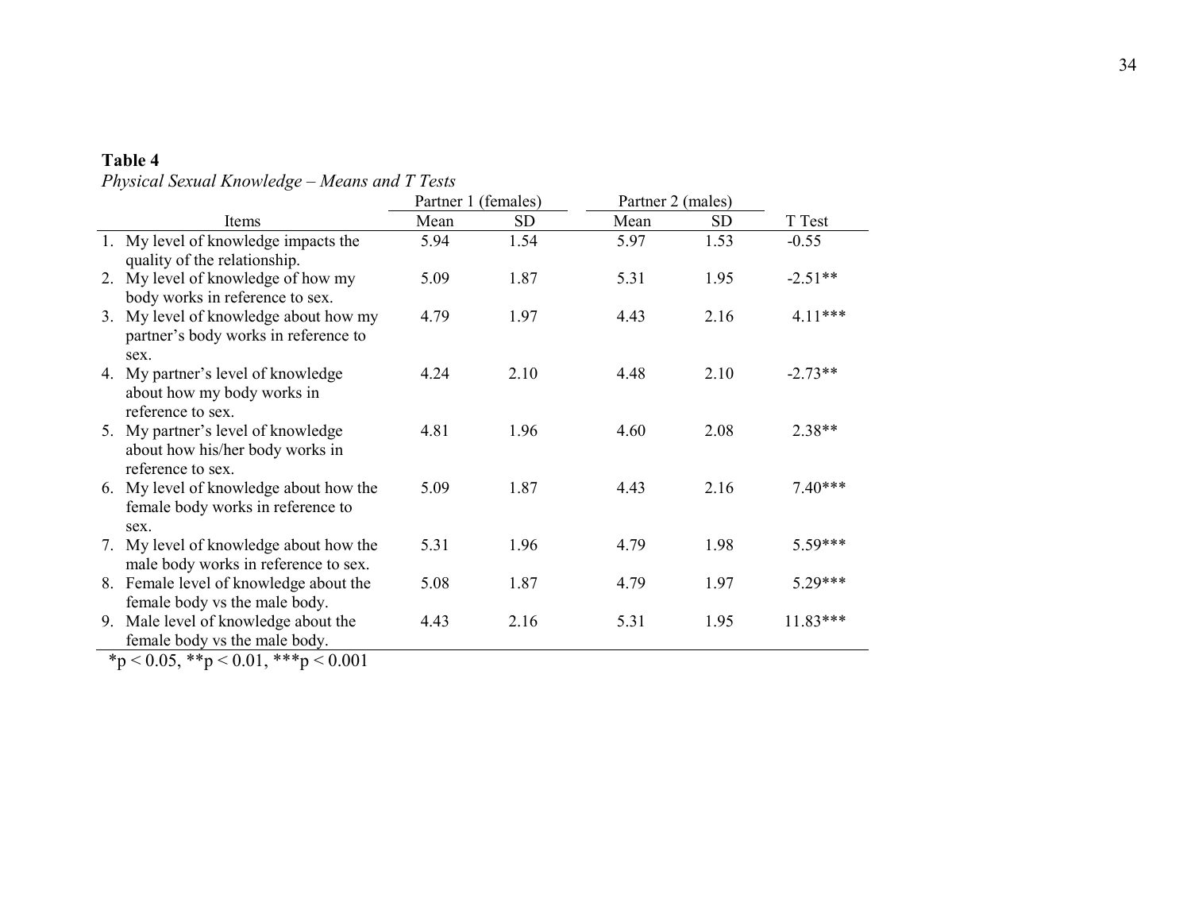**Table 4**

*Physical Sexual Knowledge – Means and T Tests*

| Items | Partner 1 (females) | | Partner 2 (males) | | T Test |
|---|---|---|---|---|---|
| | Mean | SD | Mean | SD | |
| 1. My level of knowledge impacts the quality of the relationship. | 5.94 | 1.54 | 5.97 | 1.53 | -0.55 |
| 2. My level of knowledge of how my body works in reference to sex. | 5.09 | 1.87 | 5.31 | 1.95 | -2.51** |
| 3. My level of knowledge about how my partner's body works in reference to sex. | 4.79 | 1.97 | 4.43 | 2.16 | 4.11*** |
| 4. My partner's level of knowledge about how my body works in reference to sex. | 4.24 | 2.10 | 4.48 | 2.10 | -2.73** |
| 5. My partner's level of knowledge about how his/her body works in reference to sex. | 4.81 | 1.96 | 4.60 | 2.08 | 2.38** |
| 6. My level of knowledge about how the female body works in reference to sex. | 5.09 | 1.87 | 4.43 | 2.16 | 7.40*** |
| 7. My level of knowledge about how the male body works in reference to sex. | 5.31 | 1.96 | 4.79 | 1.98 | 5.59*** |
| 8. Female level of knowledge about the female body vs the male body. | 5.08 | 1.87 | 4.79 | 1.97 | 5.29*** |
| 9. Male level of knowledge about the female body vs the male body. | 4.43 | 2.16 | 5.31 | 1.95 | 11.83*** |

*$p < 0.05$, **$p < 0.01$, ***$p < 0.001$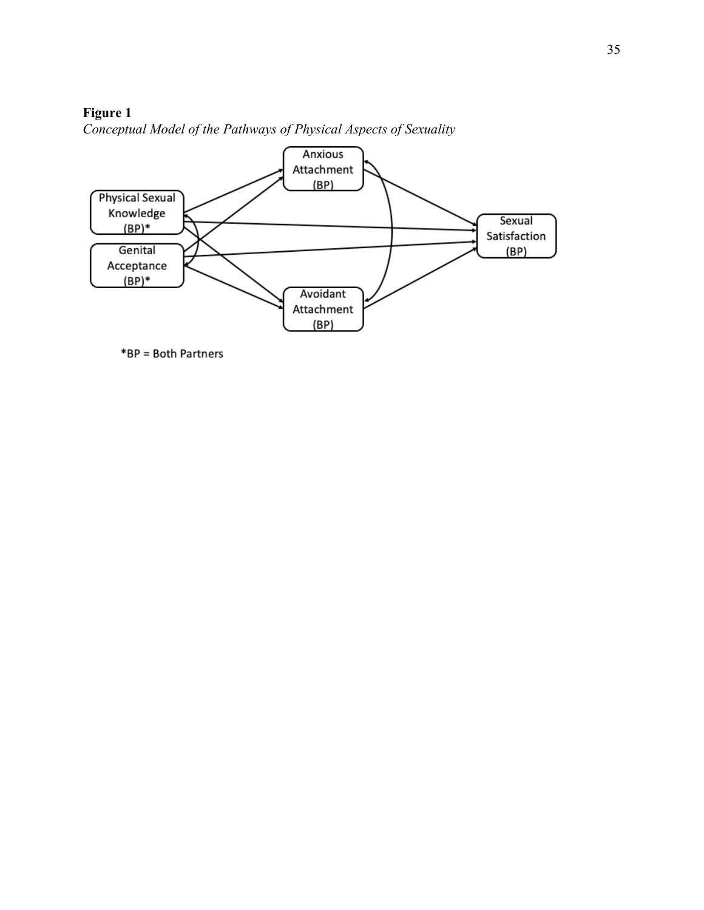**Figure 1**

*Conceptual Model of the Pathways of Physical Aspects of Sexuality*

Anxious Attachment (BP)

Physical Sexual Knowledge (BP)*

Genital Acceptance (BP)*

Sexual Satisfaction (BP)

Avoidant Attachment (BP)

*BP = Both Partners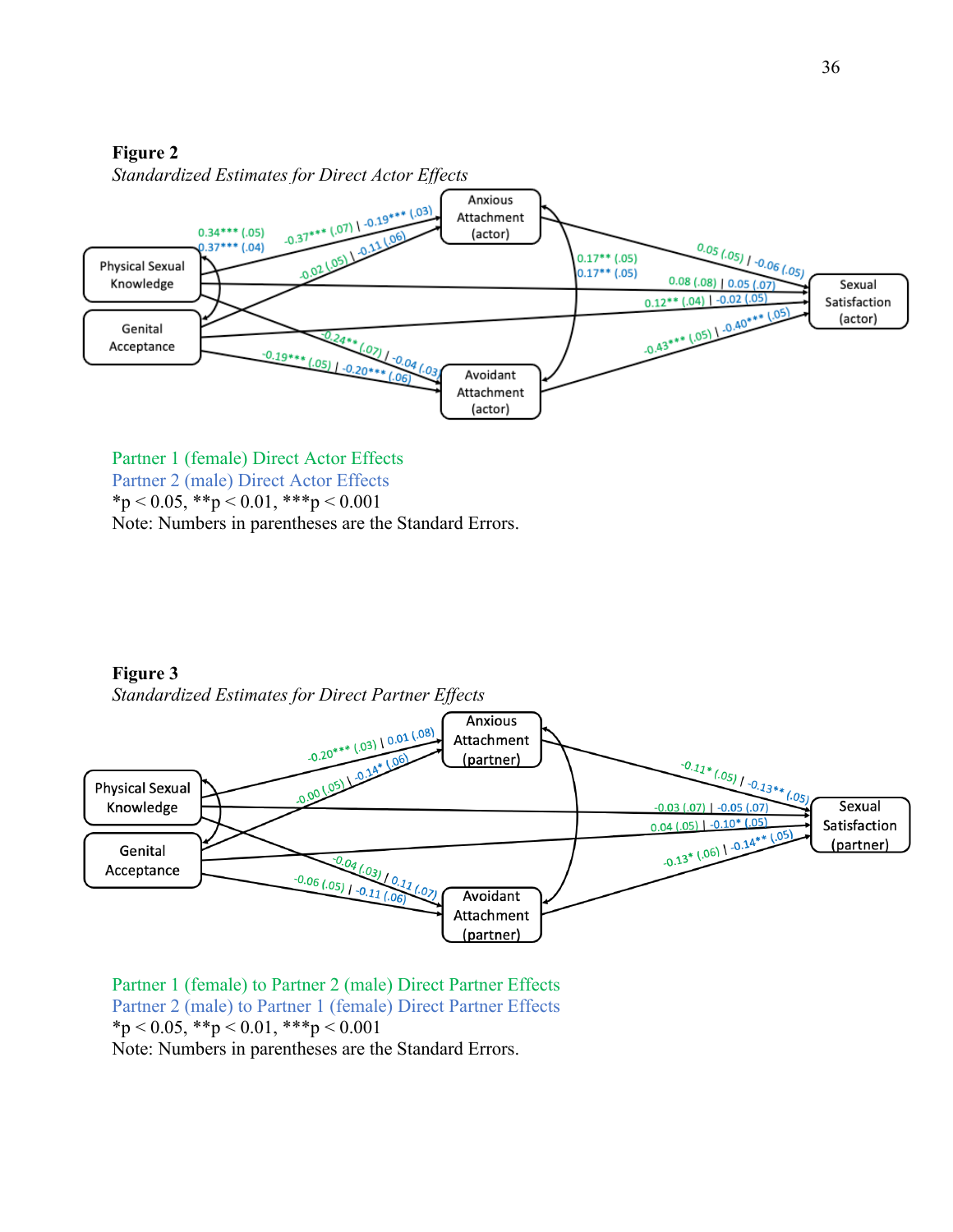**Figure 2**

*Standardized Estimates for Direct Actor Effects*

Physical Sexual Knowledge

Genital Acceptance

Anxious Attachment (actor)

Avoidant Attachment (actor)

Sexual Satisfaction (actor)

0.34*** (.05)
0.37*** (.04)
-0.37*** (.07) | -0.19*** (.03)
-0.02 (.05) | -0.11 (.06)
-0.24** (.07) | -0.04 (.03)
-0.19*** (.05) | -0.20*** (.06)
0.17** (.05)
0.17** (.05)
0.05 (.05) | -0.06 (.05)
0.08 (.08) | 0.05 (.07)
0.12** (.04) | -0.02 (.05)
-0.43*** (.05) | -0.40*** (.05)

Partner 1 (female) Direct Actor Effects
Partner 2 (male) Direct Actor Effects
*p < 0.05, **p < 0.01, ***p < 0.001
Note: Numbers in parentheses are the Standard Errors.

**Figure 3**

*Standardized Estimates for Direct Partner Effects*

Physical Sexual Knowledge

Genital Acceptance

Anxious Attachment (partner)

Avoidant Attachment (partner)

Sexual Satisfaction (partner)

-0.20*** (.03) | 0.01 (.08)
-0.00 (.05) | -0.14* (.06)
-0.04 (.03) | 0.11 (.07)
-0.06 (.05) | -0.11 (.06)
-0.11* (.05) | -0.13** (.05)
-0.03 (.07) | -0.05 (.07)
0.04 (.05) | -0.10* (.05)
-0.13* (.06) | -0.14** (.05)

Partner 1 (female) to Partner 2 (male) Direct Partner Effects
Partner 2 (male) to Partner 1 (female) Direct Partner Effects
*p < 0.05, **p < 0.01, ***p < 0.001
Note: Numbers in parentheses are the Standard Errors.